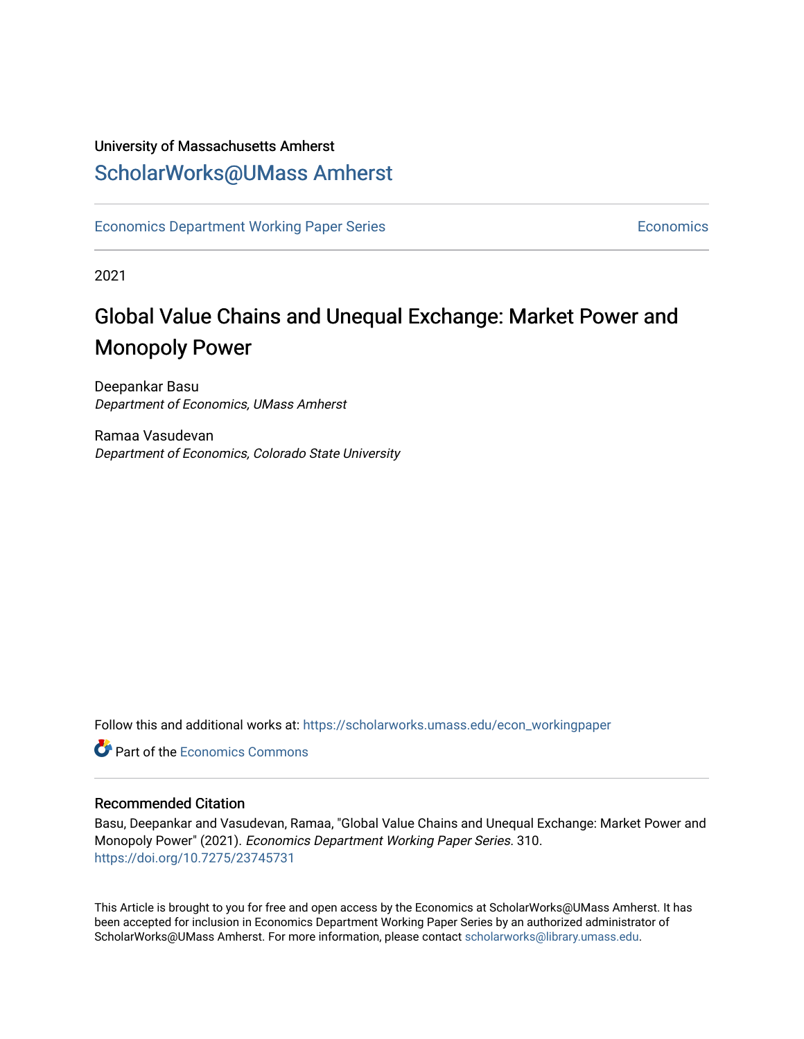University of Massachusetts Amherst

ScholarWorks@UMass Amherst

Economics Department Working Paper Series | Economics

2021

# Global Value Chains and Unequal Exchange: Market Power and Monopoly Power

Deepankar Basu
*Department of Economics, UMass Amherst*

Ramaa Vasudevan
*Department of Economics, Colorado State University*

Follow this and additional works at: https://scholarworks.umass.edu/econ_workingpaper

Part of the Economics Commons

## Recommended Citation

Basu, Deepankar and Vasudevan, Ramaa, "Global Value Chains and Unequal Exchange: Market Power and Monopoly Power" (2021). *Economics Department Working Paper Series*. 310.
https://doi.org/10.7275/23745731

This Article is brought to you for free and open access by the Economics at ScholarWorks@UMass Amherst. It has been accepted for inclusion in Economics Department Working Paper Series by an authorized administrator of ScholarWorks@UMass Amherst. For more information, please contact scholarworks@library.umass.edu.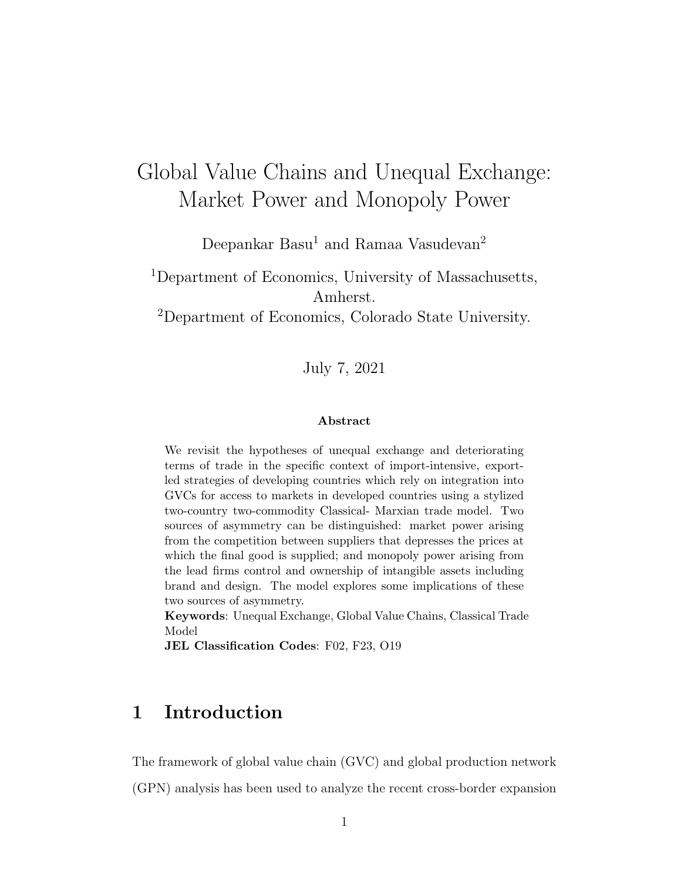# Global Value Chains and Unequal Exchange: Market Power and Monopoly Power

Deepankar Basu[1] and Ramaa Vasudevan[2]

[1]Department of Economics, University of Massachusetts, Amherst.
[2]Department of Economics, Colorado State University.

July 7, 2021

**Abstract**

We revisit the hypotheses of unequal exchange and deteriorating terms of trade in the specific context of import-intensive, export-led strategies of developing countries which rely on integration into GVCs for access to markets in developed countries using a stylized two-country two-commodity Classical- Marxian trade model. Two sources of asymmetry can be distinguished: market power arising from the competition between suppliers that depresses the prices at which the final good is supplied; and monopoly power arising from the lead firms control and ownership of intangible assets including brand and design. The model explores some implications of these two sources of asymmetry.

**Keywords**: Unequal Exchange, Global Value Chains, Classical Trade Model

**JEL Classification Codes**: F02, F23, O19

## 1 Introduction

The framework of global value chain (GVC) and global production network (GPN) analysis has been used to analyze the recent cross-border expansion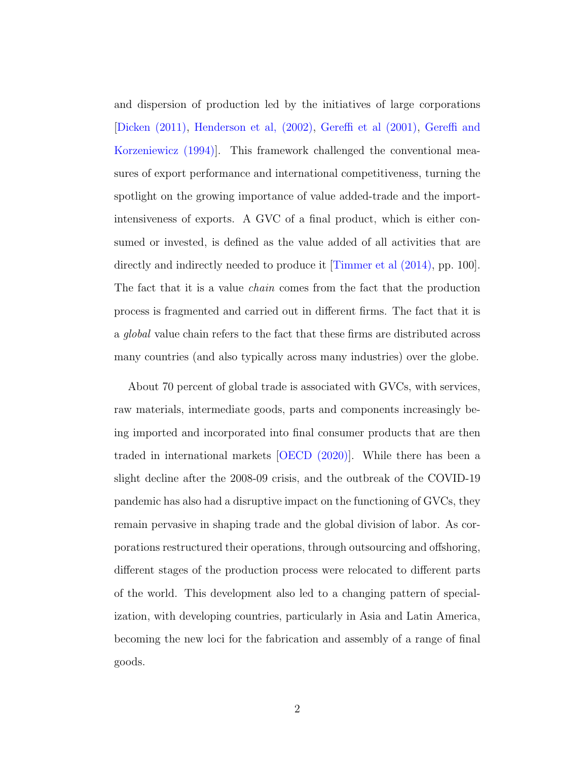and dispersion of production led by the initiatives of large corporations [Dicken (2011), Henderson et al, (2002), Gereffi et al (2001), Gereffi and Korzeniewicz (1994)]. This framework challenged the conventional measures of export performance and international competitiveness, turning the spotlight on the growing importance of value added-trade and the import-intensiveness of exports. A GVC of a final product, which is either consumed or invested, is defined as the value added of all activities that are directly and indirectly needed to produce it [Timmer et al (2014), pp. 100]. The fact that it is a value *chain* comes from the fact that the production process is fragmented and carried out in different firms. The fact that it is a *global* value chain refers to the fact that these firms are distributed across many countries (and also typically across many industries) over the globe.

About 70 percent of global trade is associated with GVCs, with services, raw materials, intermediate goods, parts and components increasingly being imported and incorporated into final consumer products that are then traded in international markets [OECD (2020)]. While there has been a slight decline after the 2008-09 crisis, and the outbreak of the COVID-19 pandemic has also had a disruptive impact on the functioning of GVCs, they remain pervasive in shaping trade and the global division of labor. As corporations restructured their operations, through outsourcing and offshoring, different stages of the production process were relocated to different parts of the world. This development also led to a changing pattern of specialization, with developing countries, particularly in Asia and Latin America, becoming the new loci for the fabrication and assembly of a range of final goods.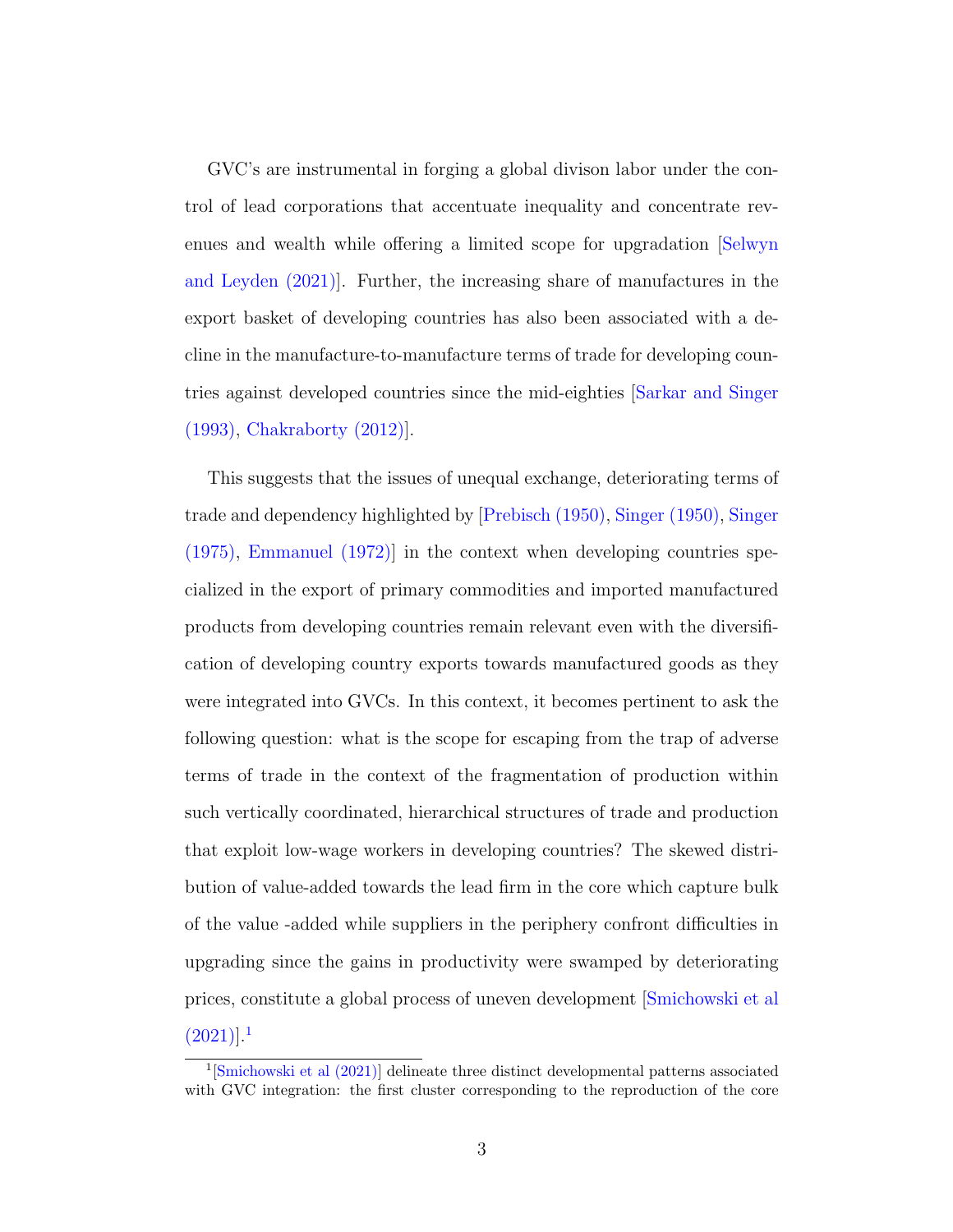GVC's are instrumental in forging a global divison labor under the control of lead corporations that accentuate inequality and concentrate revenues and wealth while offering a limited scope for upgradation [Selwyn and Leyden (2021)]. Further, the increasing share of manufactures in the export basket of developing countries has also been associated with a decline in the manufacture-to-manufacture terms of trade for developing countries against developed countries since the mid-eighties [Sarkar and Singer (1993), Chakraborty (2012)].

This suggests that the issues of unequal exchange, deteriorating terms of trade and dependency highlighted by [Prebisch (1950), Singer (1950), Singer (1975), Emmanuel (1972)] in the context when developing countries specialized in the export of primary commodities and imported manufactured products from developing countries remain relevant even with the diversification of developing country exports towards manufactured goods as they were integrated into GVCs. In this context, it becomes pertinent to ask the following question: what is the scope for escaping from the trap of adverse terms of trade in the context of the fragmentation of production within such vertically coordinated, hierarchical structures of trade and production that exploit low-wage workers in developing countries? The skewed distribution of value-added towards the lead firm in the core which capture bulk of the value -added while suppliers in the periphery confront difficulties in upgrading since the gains in productivity were swamped by deteriorating prices, constitute a global process of uneven development [Smichowski et al (2021)].[1]

[1] [Smichowski et al (2021)] delineate three distinct developmental patterns associated with GVC integration: the first cluster corresponding to the reproduction of the core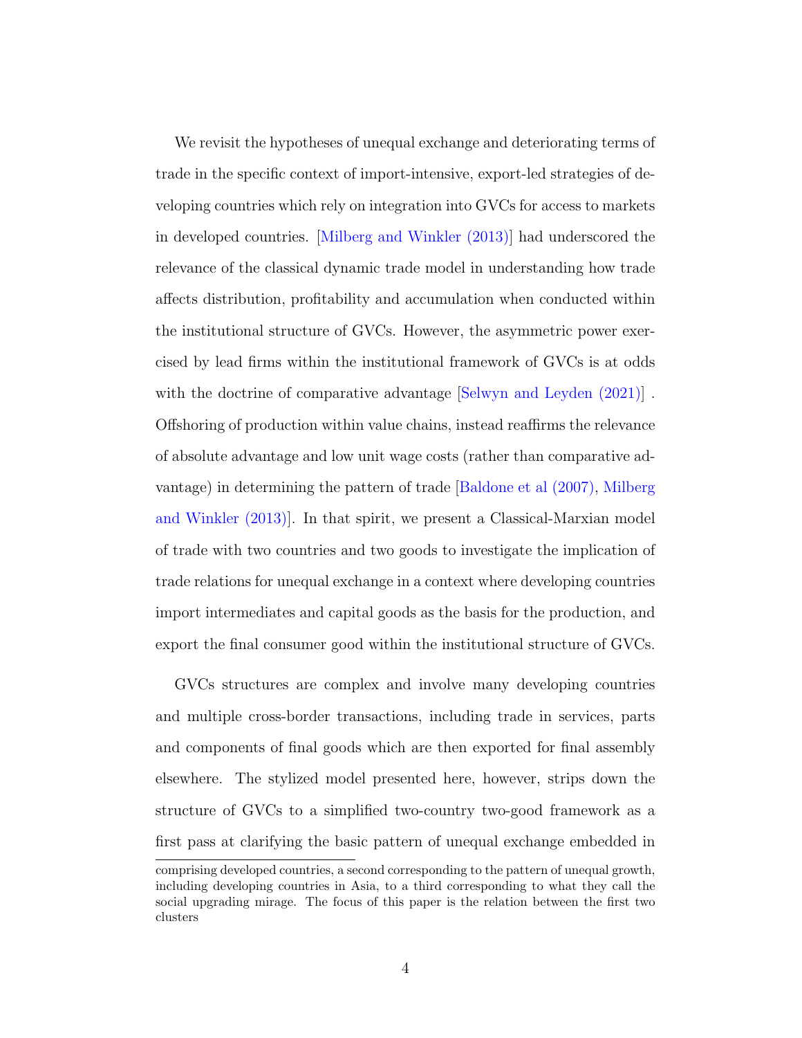We revisit the hypotheses of unequal exchange and deteriorating terms of trade in the specific context of import-intensive, export-led strategies of developing countries which rely on integration into GVCs for access to markets in developed countries. [Milberg and Winkler (2013)] had underscored the relevance of the classical dynamic trade model in understanding how trade affects distribution, profitability and accumulation when conducted within the institutional structure of GVCs. However, the asymmetric power exercised by lead firms within the institutional framework of GVCs is at odds with the doctrine of comparative advantage [Selwyn and Leyden (2021)] . Offshoring of production within value chains, instead reaffirms the relevance of absolute advantage and low unit wage costs (rather than comparative advantage) in determining the pattern of trade [Baldone et al (2007), Milberg and Winkler (2013)]. In that spirit, we present a Classical-Marxian model of trade with two countries and two goods to investigate the implication of trade relations for unequal exchange in a context where developing countries import intermediates and capital goods as the basis for the production, and export the final consumer good within the institutional structure of GVCs.

GVCs structures are complex and involve many developing countries and multiple cross-border transactions, including trade in services, parts and components of final goods which are then exported for final assembly elsewhere. The stylized model presented here, however, strips down the structure of GVCs to a simplified two-country two-good framework as a first pass at clarifying the basic pattern of unequal exchange embedded in

---

comprising developed countries, a second corresponding to the pattern of unequal growth, including developing countries in Asia, to a third corresponding to what they call the social upgrading mirage. The focus of this paper is the relation between the first two clusters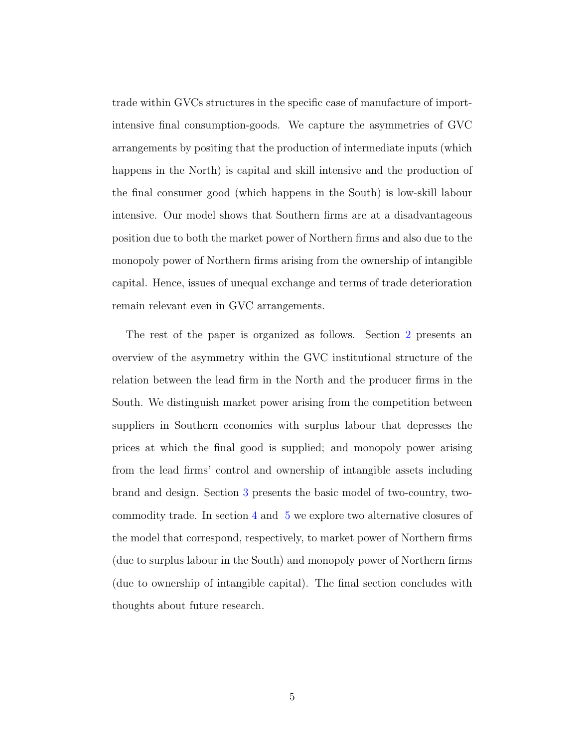trade within GVCs structures in the specific case of manufacture of import-intensive final consumption-goods. We capture the asymmetries of GVC arrangements by positing that the production of intermediate inputs (which happens in the North) is capital and skill intensive and the production of the final consumer good (which happens in the South) is low-skill labour intensive. Our model shows that Southern firms are at a disadvantageous position due to both the market power of Northern firms and also due to the monopoly power of Northern firms arising from the ownership of intangible capital. Hence, issues of unequal exchange and terms of trade deterioration remain relevant even in GVC arrangements.

The rest of the paper is organized as follows. Section 2 presents an overview of the asymmetry within the GVC institutional structure of the relation between the lead firm in the North and the producer firms in the South. We distinguish market power arising from the competition between suppliers in Southern economies with surplus labour that depresses the prices at which the final good is supplied; and monopoly power arising from the lead firms' control and ownership of intangible assets including brand and design. Section 3 presents the basic model of two-country, two-commodity trade. In section 4 and 5 we explore two alternative closures of the model that correspond, respectively, to market power of Northern firms (due to surplus labour in the South) and monopoly power of Northern firms (due to ownership of intangible capital). The final section concludes with thoughts about future research.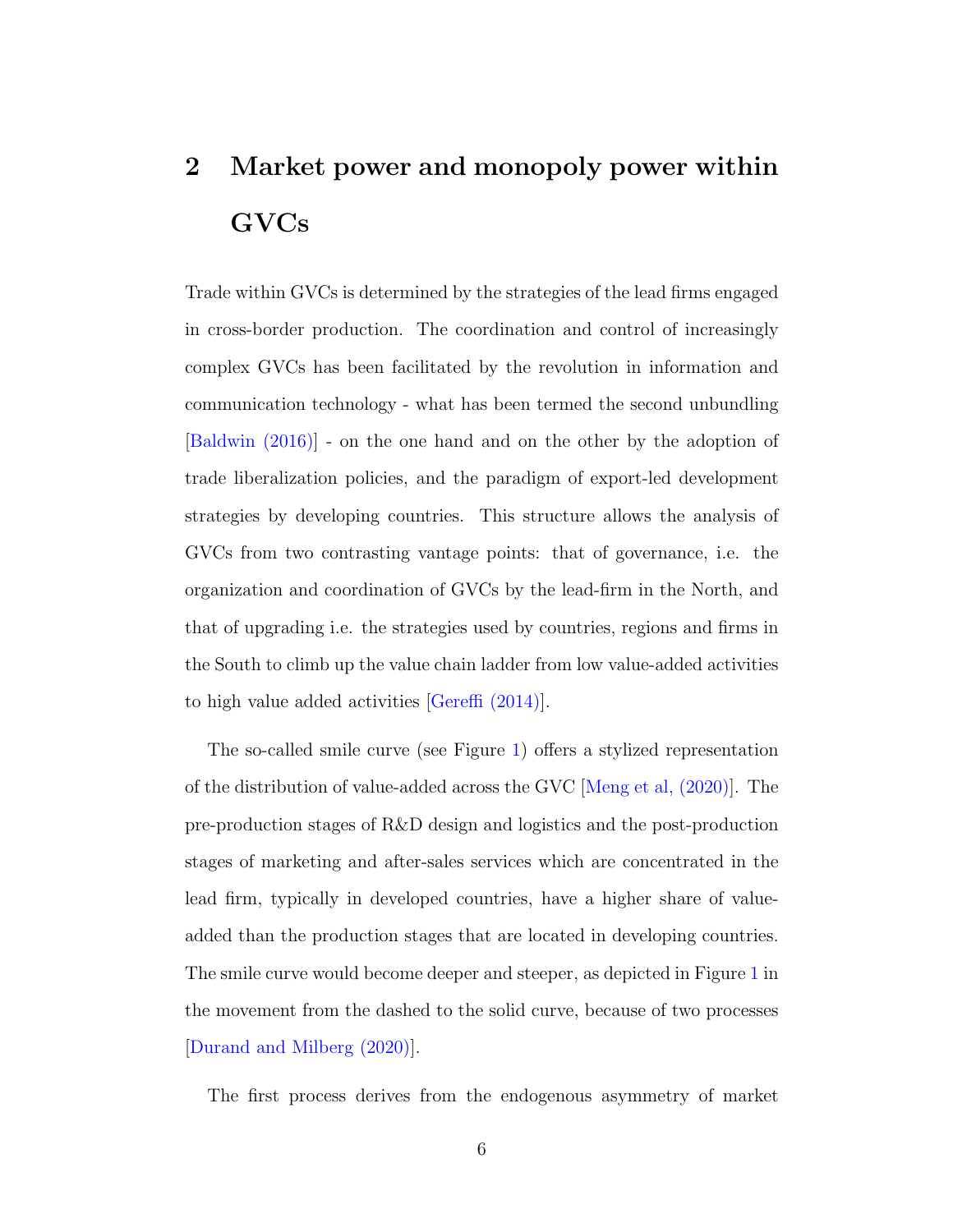## 2 Market power and monopoly power within GVCs

Trade within GVCs is determined by the strategies of the lead firms engaged in cross-border production. The coordination and control of increasingly complex GVCs has been facilitated by the revolution in information and communication technology - what has been termed the second unbundling [Baldwin (2016)] - on the one hand and on the other by the adoption of trade liberalization policies, and the paradigm of export-led development strategies by developing countries. This structure allows the analysis of GVCs from two contrasting vantage points: that of governance, i.e. the organization and coordination of GVCs by the lead-firm in the North, and that of upgrading i.e. the strategies used by countries, regions and firms in the South to climb up the value chain ladder from low value-added activities to high value added activities [Gereffi (2014)].

The so-called smile curve (see Figure 1) offers a stylized representation of the distribution of value-added across the GVC [Meng et al, (2020)]. The pre-production stages of R&D design and logistics and the post-production stages of marketing and after-sales services which are concentrated in the lead firm, typically in developed countries, have a higher share of value-added than the production stages that are located in developing countries. The smile curve would become deeper and steeper, as depicted in Figure 1 in the movement from the dashed to the solid curve, because of two processes [Durand and Milberg (2020)].

The first process derives from the endogenous asymmetry of market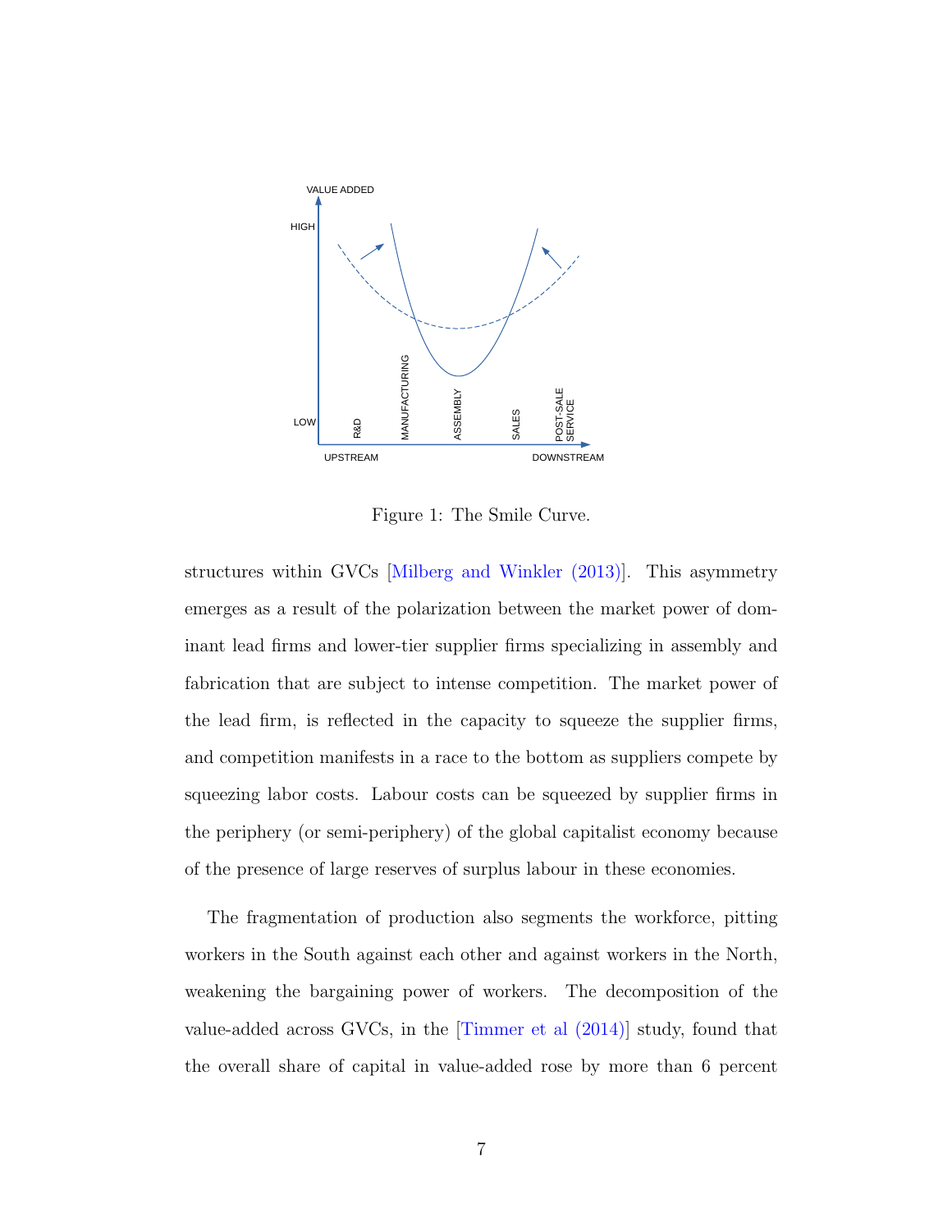Figure 1: The Smile Curve.

structures within GVCs [Milberg and Winkler (2013)]. This asymmetry emerges as a result of the polarization between the market power of dominant lead firms and lower-tier supplier firms specializing in assembly and fabrication that are subject to intense competition. The market power of the lead firm, is reflected in the capacity to squeeze the supplier firms, and competition manifests in a race to the bottom as suppliers compete by squeezing labor costs. Labour costs can be squeezed by supplier firms in the periphery (or semi-periphery) of the global capitalist economy because of the presence of large reserves of surplus labour in these economies.

The fragmentation of production also segments the workforce, pitting workers in the South against each other and against workers in the North, weakening the bargaining power of workers. The decomposition of the value-added across GVCs, in the [Timmer et al (2014)] study, found that the overall share of capital in value-added rose by more than 6 percent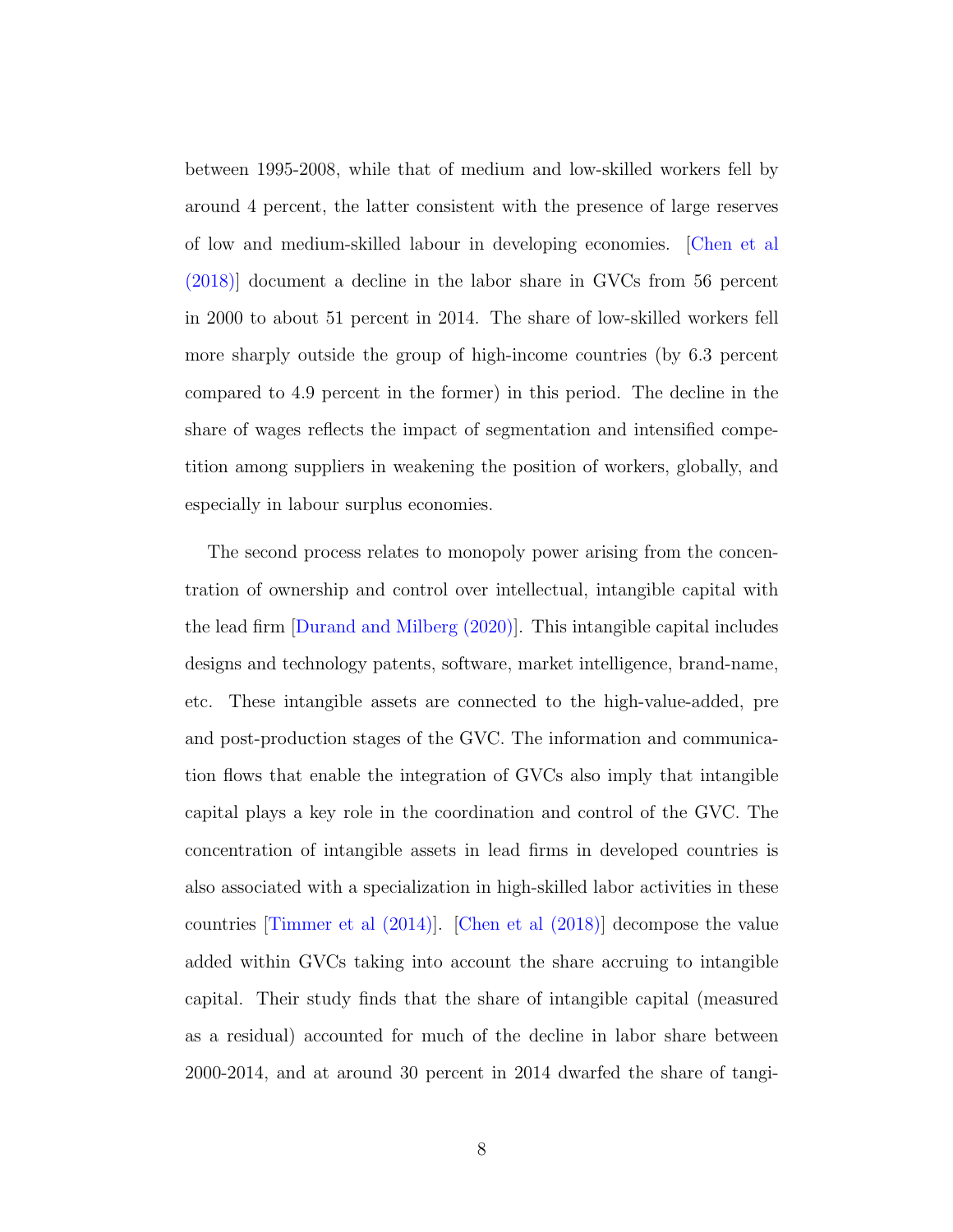between 1995-2008, while that of medium and low-skilled workers fell by around 4 percent, the latter consistent with the presence of large reserves of low and medium-skilled labour in developing economies. [Chen et al (2018)] document a decline in the labor share in GVCs from 56 percent in 2000 to about 51 percent in 2014. The share of low-skilled workers fell more sharply outside the group of high-income countries (by 6.3 percent compared to 4.9 percent in the former) in this period. The decline in the share of wages reflects the impact of segmentation and intensified competition among suppliers in weakening the position of workers, globally, and especially in labour surplus economies.

The second process relates to monopoly power arising from the concentration of ownership and control over intellectual, intangible capital with the lead firm [Durand and Milberg (2020)]. This intangible capital includes designs and technology patents, software, market intelligence, brand-name, etc. These intangible assets are connected to the high-value-added, pre and post-production stages of the GVC. The information and communication flows that enable the integration of GVCs also imply that intangible capital plays a key role in the coordination and control of the GVC. The concentration of intangible assets in lead firms in developed countries is also associated with a specialization in high-skilled labor activities in these countries [Timmer et al (2014)]. [Chen et al (2018)] decompose the value added within GVCs taking into account the share accruing to intangible capital. Their study finds that the share of intangible capital (measured as a residual) accounted for much of the decline in labor share between 2000-2014, and at around 30 percent in 2014 dwarfed the share of tangi-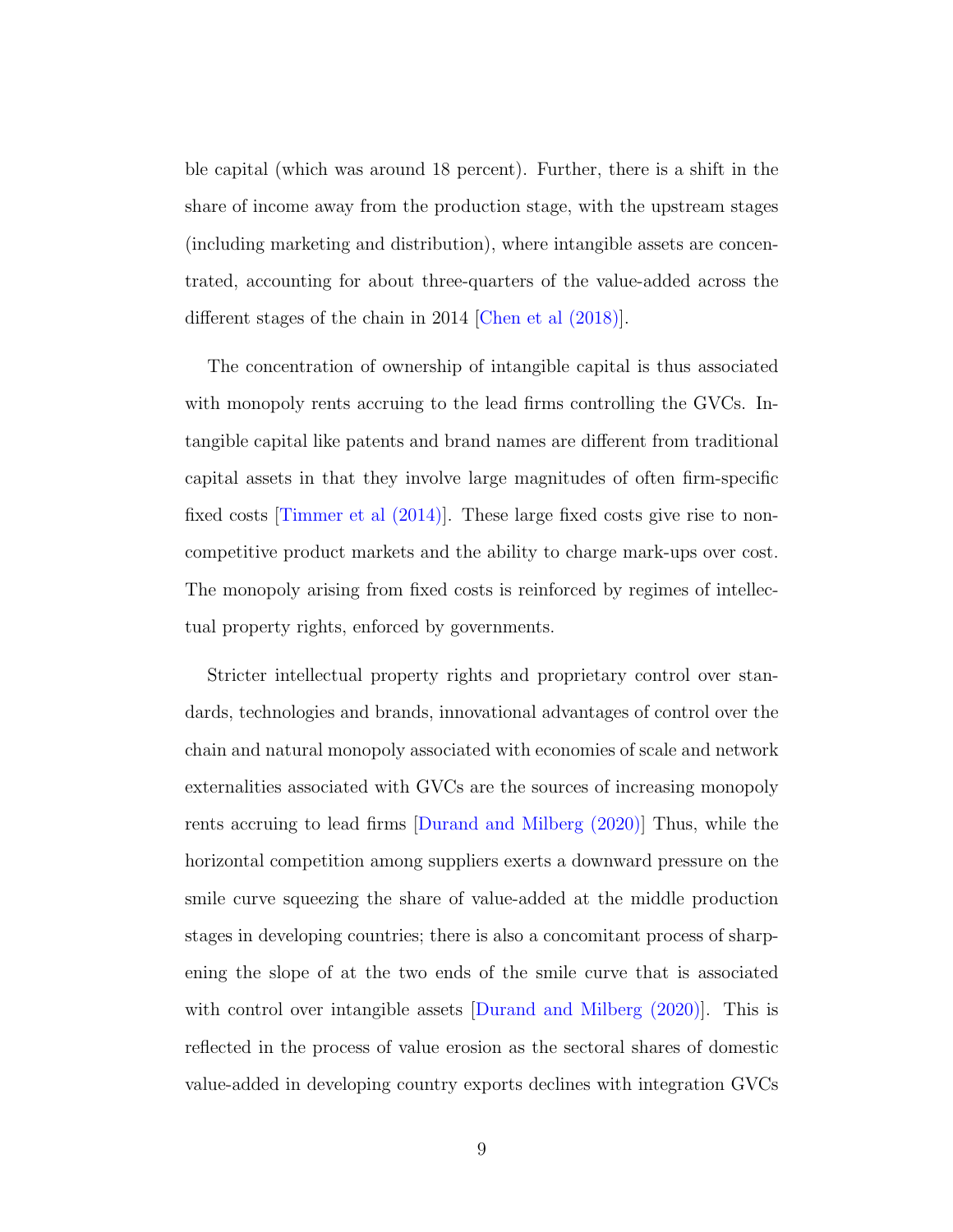ble capital (which was around 18 percent). Further, there is a shift in the share of income away from the production stage, with the upstream stages (including marketing and distribution), where intangible assets are concentrated, accounting for about three-quarters of the value-added across the different stages of the chain in 2014 [Chen et al (2018)].

The concentration of ownership of intangible capital is thus associated with monopoly rents accruing to the lead firms controlling the GVCs. Intangible capital like patents and brand names are different from traditional capital assets in that they involve large magnitudes of often firm-specific fixed costs [Timmer et al (2014)]. These large fixed costs give rise to non-competitive product markets and the ability to charge mark-ups over cost. The monopoly arising from fixed costs is reinforced by regimes of intellectual property rights, enforced by governments.

Stricter intellectual property rights and proprietary control over standards, technologies and brands, innovational advantages of control over the chain and natural monopoly associated with economies of scale and network externalities associated with GVCs are the sources of increasing monopoly rents accruing to lead firms [Durand and Milberg (2020)] Thus, while the horizontal competition among suppliers exerts a downward pressure on the smile curve squeezing the share of value-added at the middle production stages in developing countries; there is also a concomitant process of sharpening the slope of at the two ends of the smile curve that is associated with control over intangible assets [Durand and Milberg (2020)]. This is reflected in the process of value erosion as the sectoral shares of domestic value-added in developing country exports declines with integration GVCs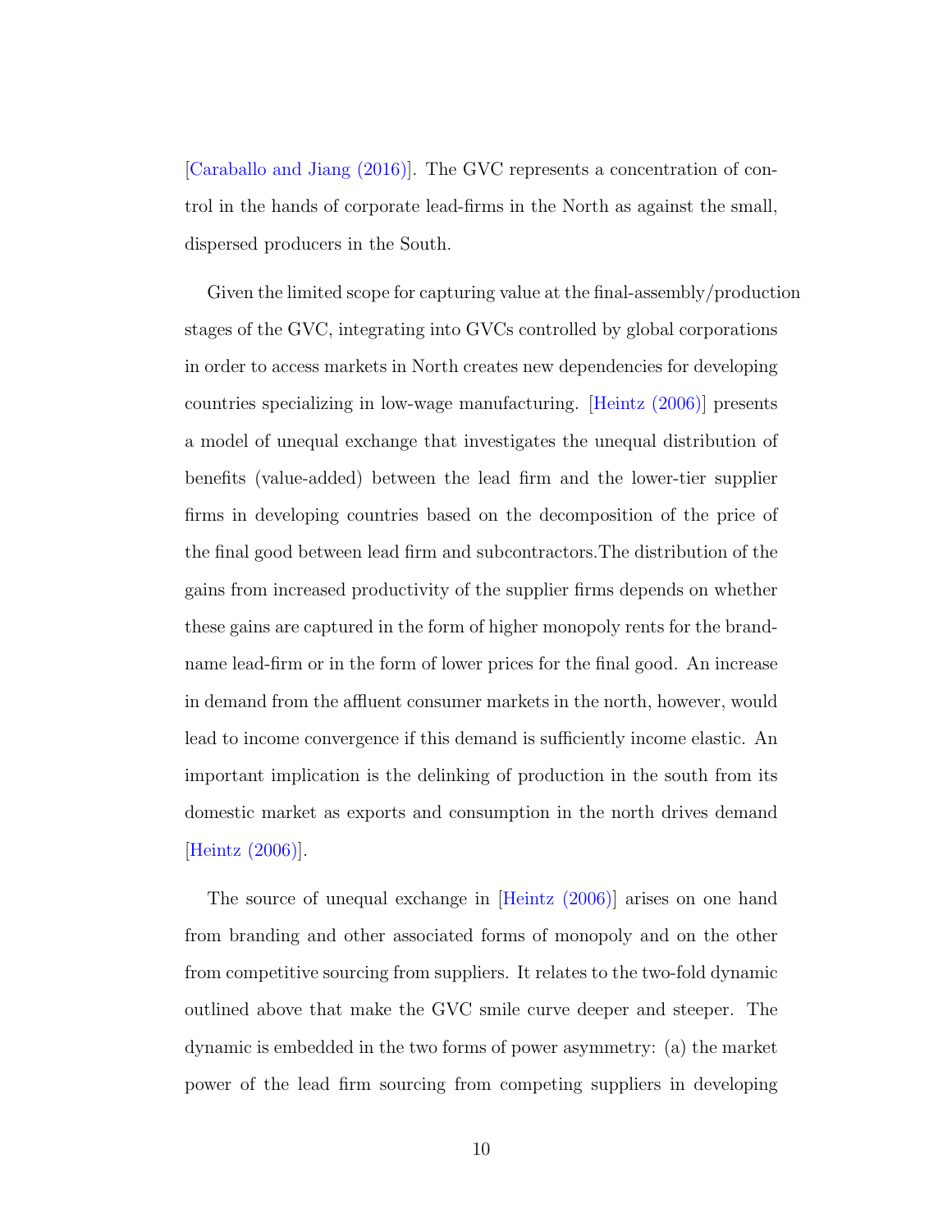[Caraballo and Jiang (2016)]. The GVC represents a concentration of control in the hands of corporate lead-firms in the North as against the small, dispersed producers in the South.

Given the limited scope for capturing value at the final-assembly/production stages of the GVC, integrating into GVCs controlled by global corporations in order to access markets in North creates new dependencies for developing countries specializing in low-wage manufacturing. [Heintz (2006)] presents a model of unequal exchange that investigates the unequal distribution of benefits (value-added) between the lead firm and the lower-tier supplier firms in developing countries based on the decomposition of the price of the final good between lead firm and subcontractors.The distribution of the gains from increased productivity of the supplier firms depends on whether these gains are captured in the form of higher monopoly rents for the brand-name lead-firm or in the form of lower prices for the final good. An increase in demand from the affluent consumer markets in the north, however, would lead to income convergence if this demand is sufficiently income elastic. An important implication is the delinking of production in the south from its domestic market as exports and consumption in the north drives demand [Heintz (2006)].

The source of unequal exchange in [Heintz (2006)] arises on one hand from branding and other associated forms of monopoly and on the other from competitive sourcing from suppliers. It relates to the two-fold dynamic outlined above that make the GVC smile curve deeper and steeper. The dynamic is embedded in the two forms of power asymmetry: (a) the market power of the lead firm sourcing from competing suppliers in developing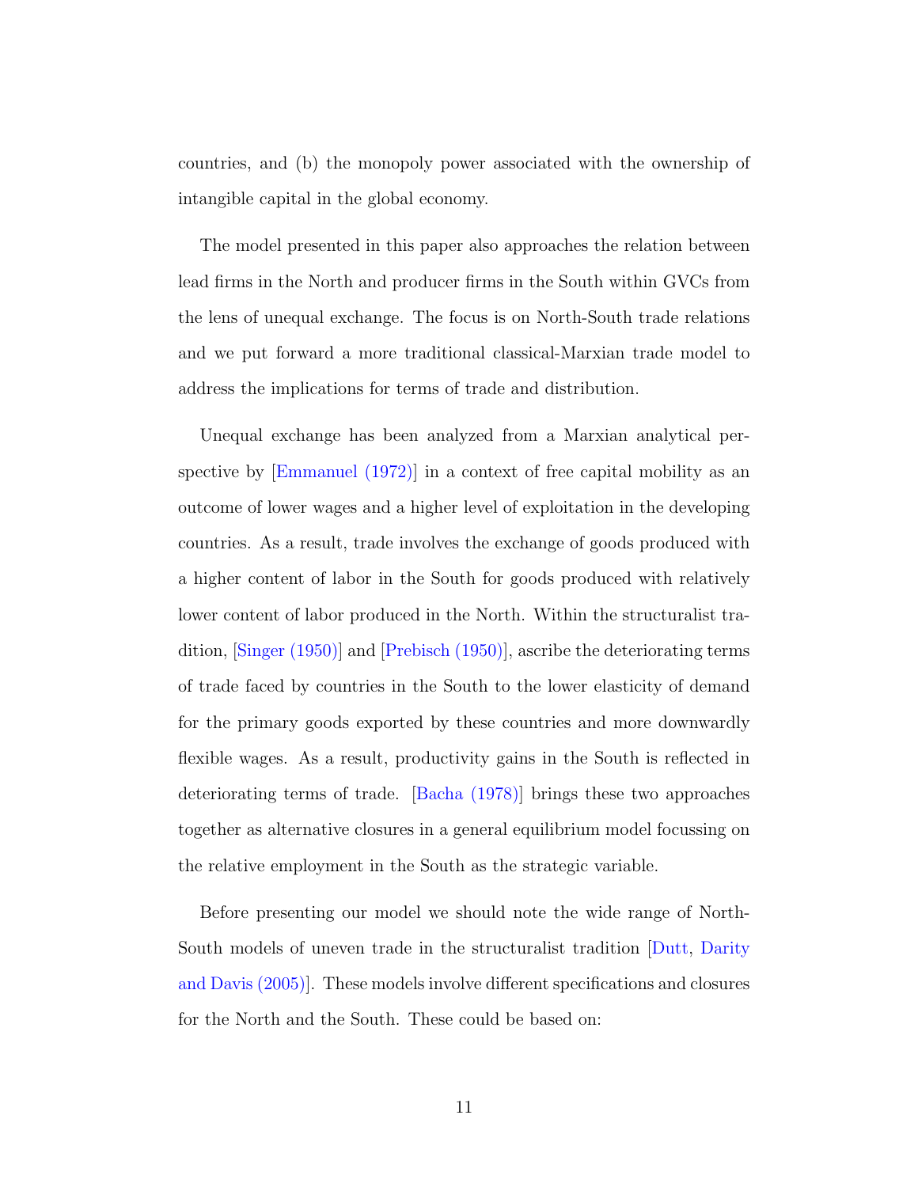countries, and (b) the monopoly power associated with the ownership of intangible capital in the global economy.

The model presented in this paper also approaches the relation between lead firms in the North and producer firms in the South within GVCs from the lens of unequal exchange. The focus is on North-South trade relations and we put forward a more traditional classical-Marxian trade model to address the implications for terms of trade and distribution.

Unequal exchange has been analyzed from a Marxian analytical perspective by [Emmanuel (1972)] in a context of free capital mobility as an outcome of lower wages and a higher level of exploitation in the developing countries. As a result, trade involves the exchange of goods produced with a higher content of labor in the South for goods produced with relatively lower content of labor produced in the North. Within the structuralist tradition, [Singer (1950)] and [Prebisch (1950)], ascribe the deteriorating terms of trade faced by countries in the South to the lower elasticity of demand for the primary goods exported by these countries and more downwardly flexible wages. As a result, productivity gains in the South is reflected in deteriorating terms of trade. [Bacha (1978)] brings these two approaches together as alternative closures in a general equilibrium model focussing on the relative employment in the South as the strategic variable.

Before presenting our model we should note the wide range of North-South models of uneven trade in the structuralist tradition [Dutt, Darity and Davis (2005)]. These models involve different specifications and closures for the North and the South. These could be based on: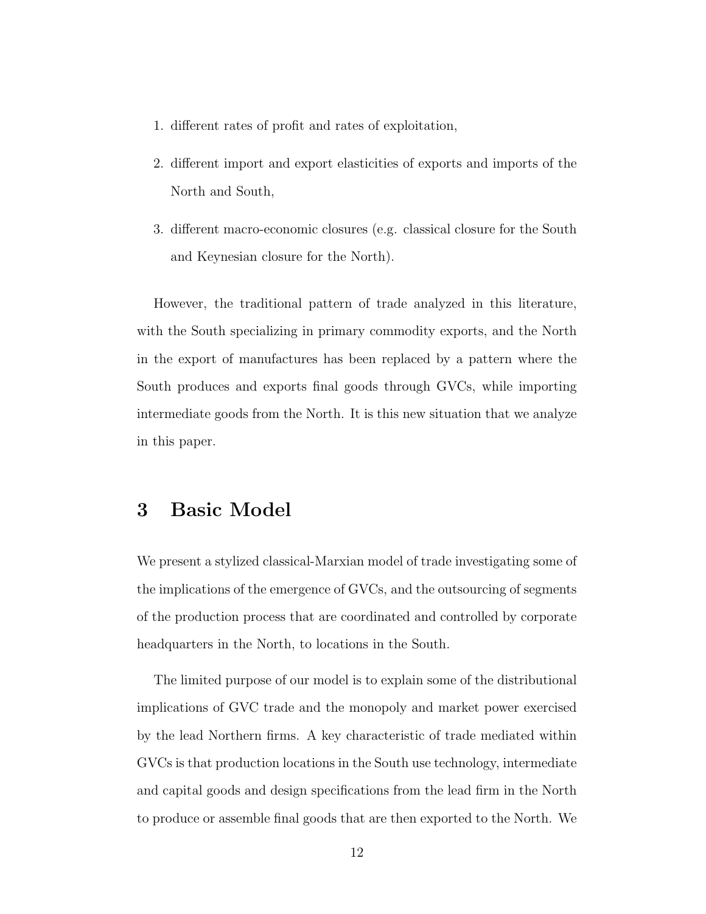1. different rates of profit and rates of exploitation,
2. different import and export elasticities of exports and imports of the North and South,
3. different macro-economic closures (e.g. classical closure for the South and Keynesian closure for the North).

However, the traditional pattern of trade analyzed in this literature, with the South specializing in primary commodity exports, and the North in the export of manufactures has been replaced by a pattern where the South produces and exports final goods through GVCs, while importing intermediate goods from the North. It is this new situation that we analyze in this paper.

# 3 Basic Model

We present a stylized classical-Marxian model of trade investigating some of the implications of the emergence of GVCs, and the outsourcing of segments of the production process that are coordinated and controlled by corporate headquarters in the North, to locations in the South.

The limited purpose of our model is to explain some of the distributional implications of GVC trade and the monopoly and market power exercised by the lead Northern firms. A key characteristic of trade mediated within GVCs is that production locations in the South use technology, intermediate and capital goods and design specifications from the lead firm in the North to produce or assemble final goods that are then exported to the North. We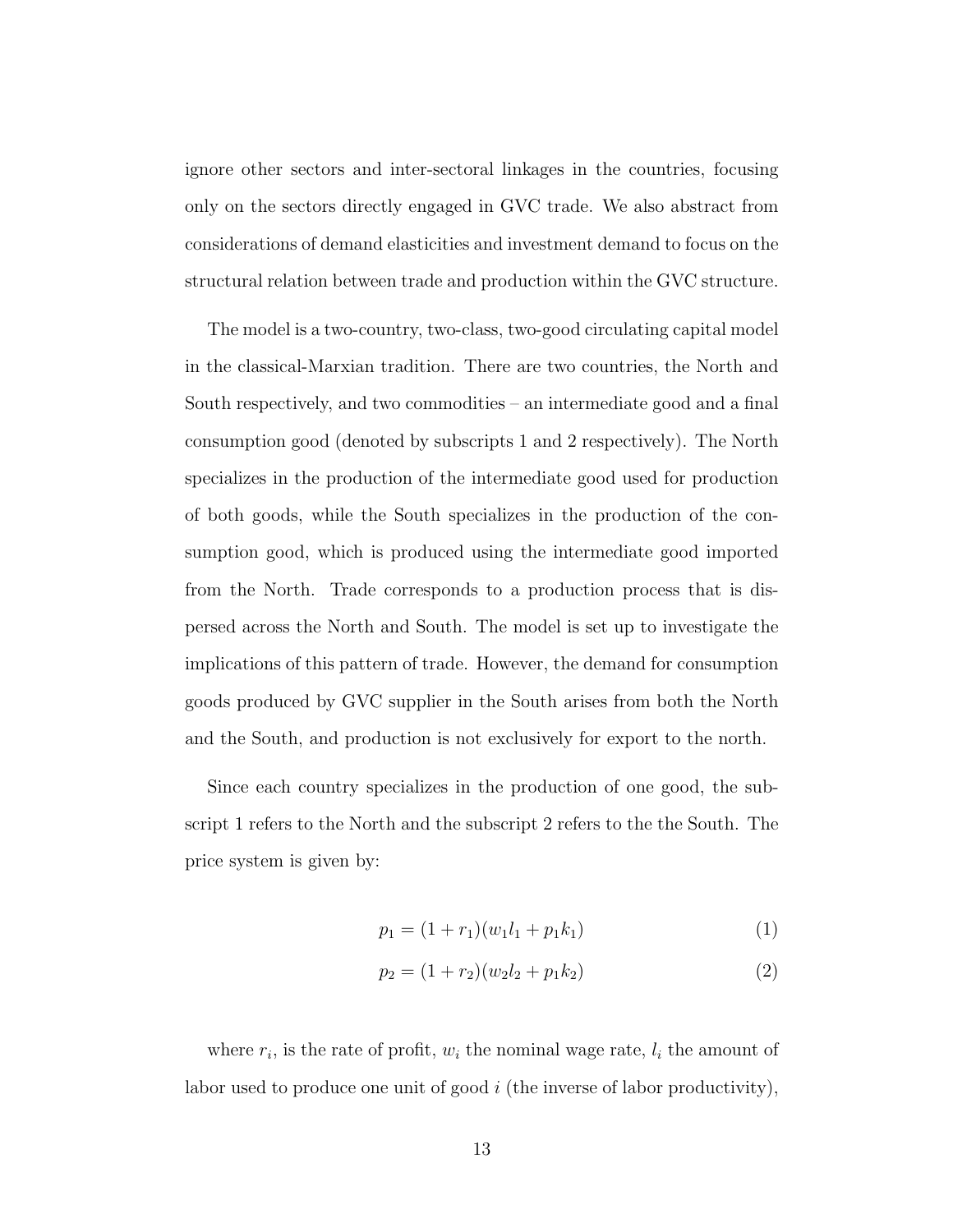ignore other sectors and inter-sectoral linkages in the countries, focusing only on the sectors directly engaged in GVC trade. We also abstract from considerations of demand elasticities and investment demand to focus on the structural relation between trade and production within the GVC structure.

The model is a two-country, two-class, two-good circulating capital model in the classical-Marxian tradition. There are two countries, the North and South respectively, and two commodities – an intermediate good and a final consumption good (denoted by subscripts 1 and 2 respectively). The North specializes in the production of the intermediate good used for production of both goods, while the South specializes in the production of the consumption good, which is produced using the intermediate good imported from the North. Trade corresponds to a production process that is dispersed across the North and South. The model is set up to investigate the implications of this pattern of trade. However, the demand for consumption goods produced by GVC supplier in the South arises from both the North and the South, and production is not exclusively for export to the north.

Since each country specializes in the production of one good, the subscript 1 refers to the North and the subscript 2 refers to the the South. The price system is given by:

$$p_1 = (1 + r_1)(w_1 l_1 + p_1 k_1) \tag{1}$$

$$p_2 = (1 + r_2)(w_2 l_2 + p_1 k_2) \tag{2}$$

where $r_i$, is the rate of profit, $w_i$ the nominal wage rate, $l_i$ the amount of labor used to produce one unit of good $i$ (the inverse of labor productivity),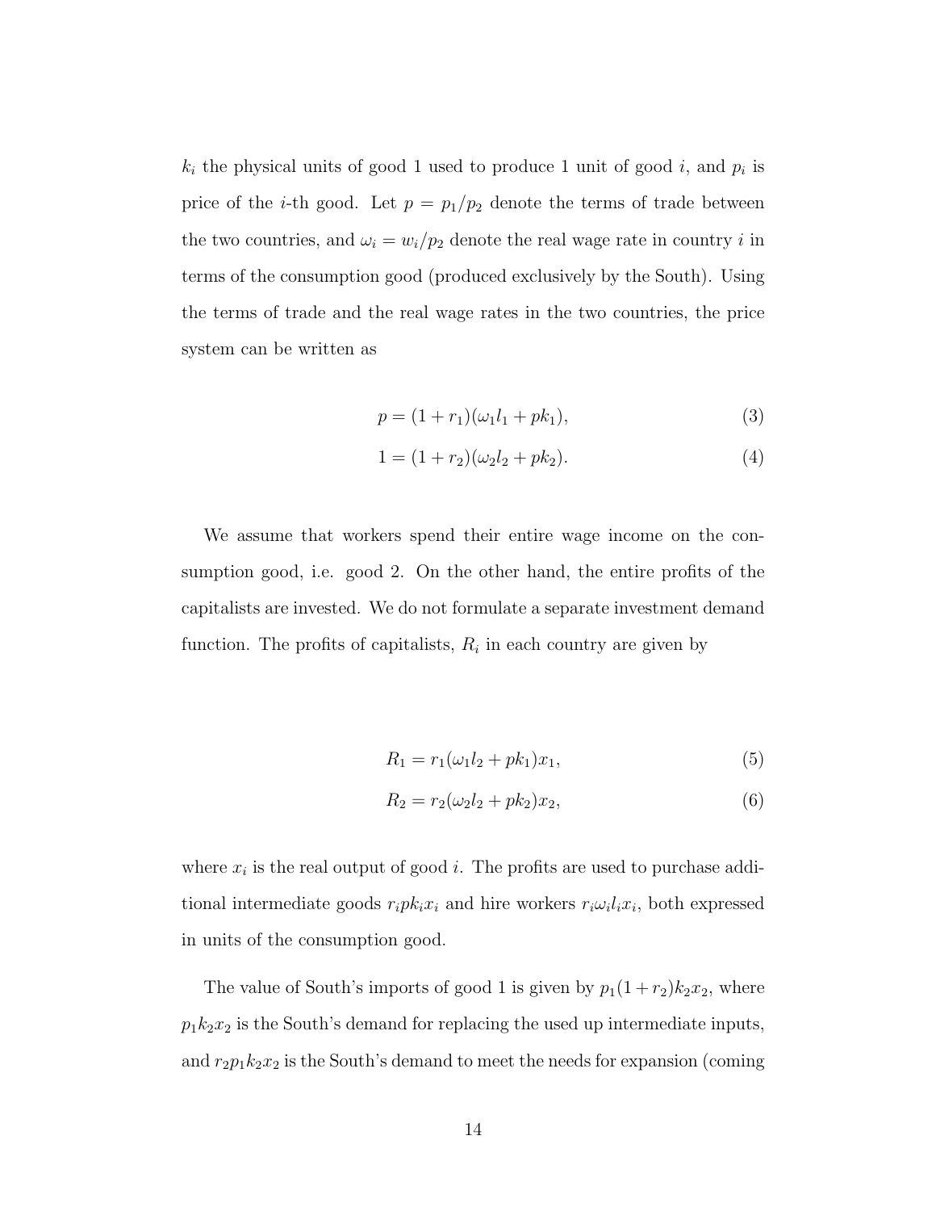$k_i$ the physical units of good 1 used to produce 1 unit of good $i$, and $p_i$ is price of the $i$-th good. Let $p = p_1/p_2$ denote the terms of trade between the two countries, and $\omega_i = w_i/p_2$ denote the real wage rate in country $i$ in terms of the consumption good (produced exclusively by the South). Using the terms of trade and the real wage rates in the two countries, the price system can be written as

$$p = (1 + r_1)(\omega_1 l_1 + pk_1), \tag{3}$$

$$1 = (1 + r_2)(\omega_2 l_2 + pk_2). \tag{4}$$

We assume that workers spend their entire wage income on the consumption good, i.e. good 2. On the other hand, the entire profits of the capitalists are invested. We do not formulate a separate investment demand function. The profits of capitalists, $R_i$ in each country are given by

$$R_1 = r_1(\omega_1 l_2 + pk_1)x_1, \tag{5}$$

$$R_2 = r_2(\omega_2 l_2 + pk_2)x_2, \tag{6}$$

where $x_i$ is the real output of good $i$. The profits are used to purchase additional intermediate goods $r_i pk_i x_i$ and hire workers $r_i \omega_i l_i x_i$, both expressed in units of the consumption good.

The value of South's imports of good 1 is given by $p_1(1+r_2)k_2x_2$, where $p_1k_2x_2$ is the South's demand for replacing the used up intermediate inputs, and $r_2p_1k_2x_2$ is the South's demand to meet the needs for expansion (coming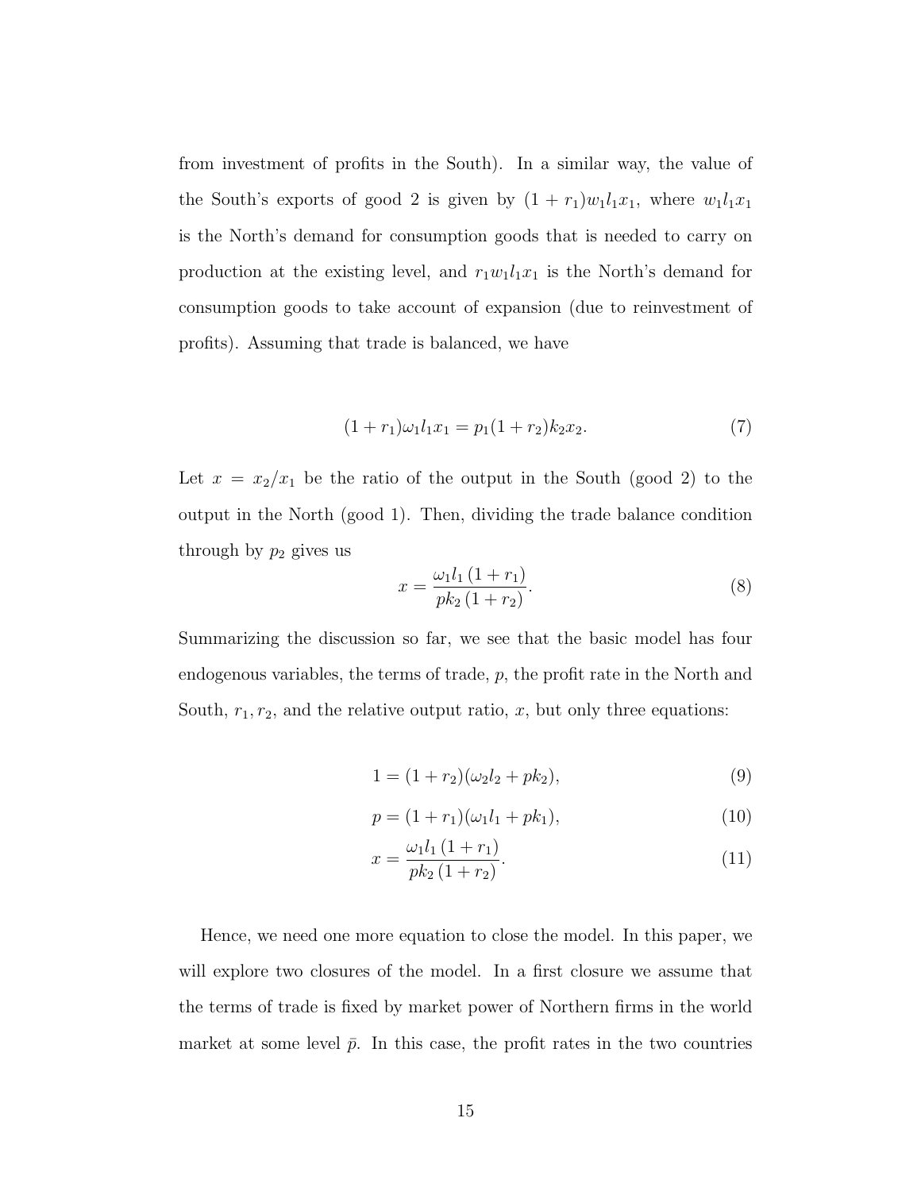from investment of profits in the South). In a similar way, the value of the South's exports of good 2 is given by $(1 + r_1)w_1 l_1 x_1$, where $w_1 l_1 x_1$ is the North's demand for consumption goods that is needed to carry on production at the existing level, and $r_1 w_1 l_1 x_1$ is the North's demand for consumption goods to take account of expansion (due to reinvestment of profits). Assuming that trade is balanced, we have

$$(1 + r_1)\omega_1 l_1 x_1 = p_1(1 + r_2)k_2 x_2. \tag{7}$$

Let $x = x_2/x_1$ be the ratio of the output in the South (good 2) to the output in the North (good 1). Then, dividing the trade balance condition through by $p_2$ gives us

$$x = \frac{\omega_1 l_1 (1 + r_1)}{p k_2 (1 + r_2)}. \tag{8}$$

Summarizing the discussion so far, we see that the basic model has four endogenous variables, the terms of trade, $p$, the profit rate in the North and South, $r_1, r_2$, and the relative output ratio, $x$, but only three equations:

$$1 = (1 + r_2)(\omega_2 l_2 + p k_2), \tag{9}$$

$$p = (1 + r_1)(\omega_1 l_1 + p k_1), \tag{10}$$

$$x = \frac{\omega_1 l_1 (1 + r_1)}{p k_2 (1 + r_2)}. \tag{11}$$

Hence, we need one more equation to close the model. In this paper, we will explore two closures of the model. In a first closure we assume that the terms of trade is fixed by market power of Northern firms in the world market at some level $\bar{p}$. In this case, the profit rates in the two countries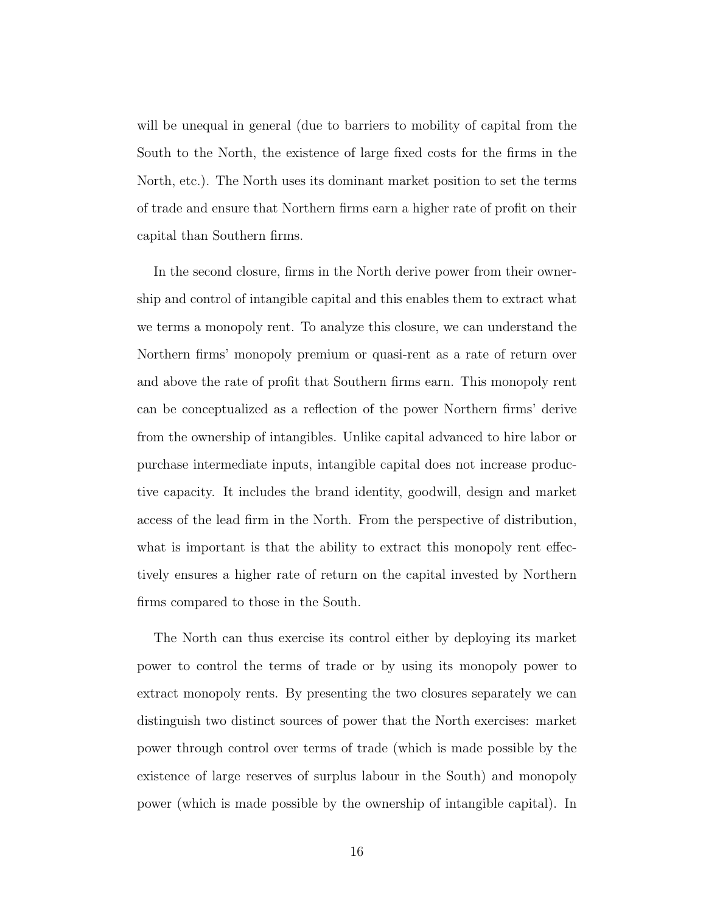will be unequal in general (due to barriers to mobility of capital from the South to the North, the existence of large fixed costs for the firms in the North, etc.). The North uses its dominant market position to set the terms of trade and ensure that Northern firms earn a higher rate of profit on their capital than Southern firms.

In the second closure, firms in the North derive power from their ownership and control of intangible capital and this enables them to extract what we terms a monopoly rent. To analyze this closure, we can understand the Northern firms' monopoly premium or quasi-rent as a rate of return over and above the rate of profit that Southern firms earn. This monopoly rent can be conceptualized as a reflection of the power Northern firms' derive from the ownership of intangibles. Unlike capital advanced to hire labor or purchase intermediate inputs, intangible capital does not increase productive capacity. It includes the brand identity, goodwill, design and market access of the lead firm in the North. From the perspective of distribution, what is important is that the ability to extract this monopoly rent effectively ensures a higher rate of return on the capital invested by Northern firms compared to those in the South.

The North can thus exercise its control either by deploying its market power to control the terms of trade or by using its monopoly power to extract monopoly rents. By presenting the two closures separately we can distinguish two distinct sources of power that the North exercises: market power through control over terms of trade (which is made possible by the existence of large reserves of surplus labour in the South) and monopoly power (which is made possible by the ownership of intangible capital). In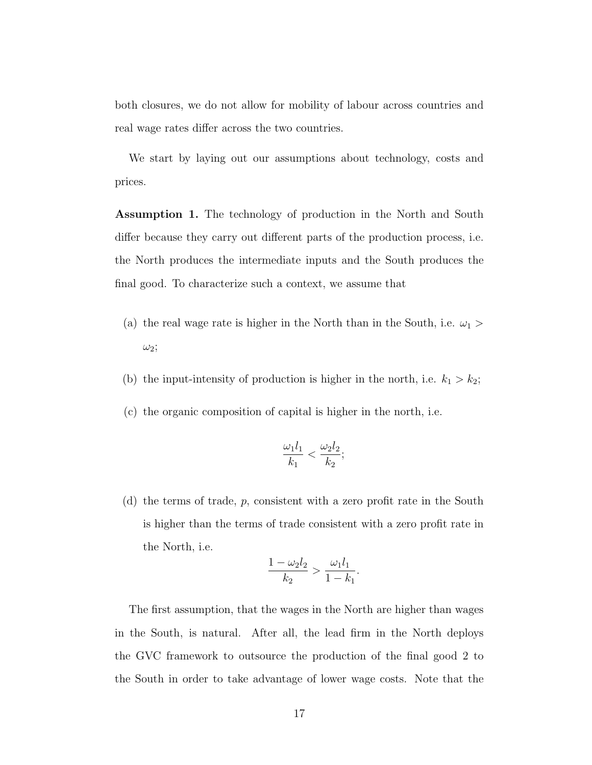both closures, we do not allow for mobility of labour across countries and real wage rates differ across the two countries.

We start by laying out our assumptions about technology, costs and prices.

**Assumption 1.** The technology of production in the North and South differ because they carry out different parts of the production process, i.e. the North produces the intermediate inputs and the South produces the final good. To characterize such a context, we assume that

(a) the real wage rate is higher in the North than in the South, i.e. $\omega_1 > \omega_2$;

(b) the input-intensity of production is higher in the north, i.e. $k_1 > k_2$;

(c) the organic composition of capital is higher in the north, i.e.

$$\frac{\omega_1 l_1}{k_1} < \frac{\omega_2 l_2}{k_2};$$

(d) the terms of trade, $p$, consistent with a zero profit rate in the South is higher than the terms of trade consistent with a zero profit rate in the North, i.e.

$$\frac{1 - \omega_2 l_2}{k_2} > \frac{\omega_1 l_1}{1 - k_1}.$$

The first assumption, that the wages in the North are higher than wages in the South, is natural. After all, the lead firm in the North deploys the GVC framework to outsource the production of the final good 2 to the South in order to take advantage of lower wage costs. Note that the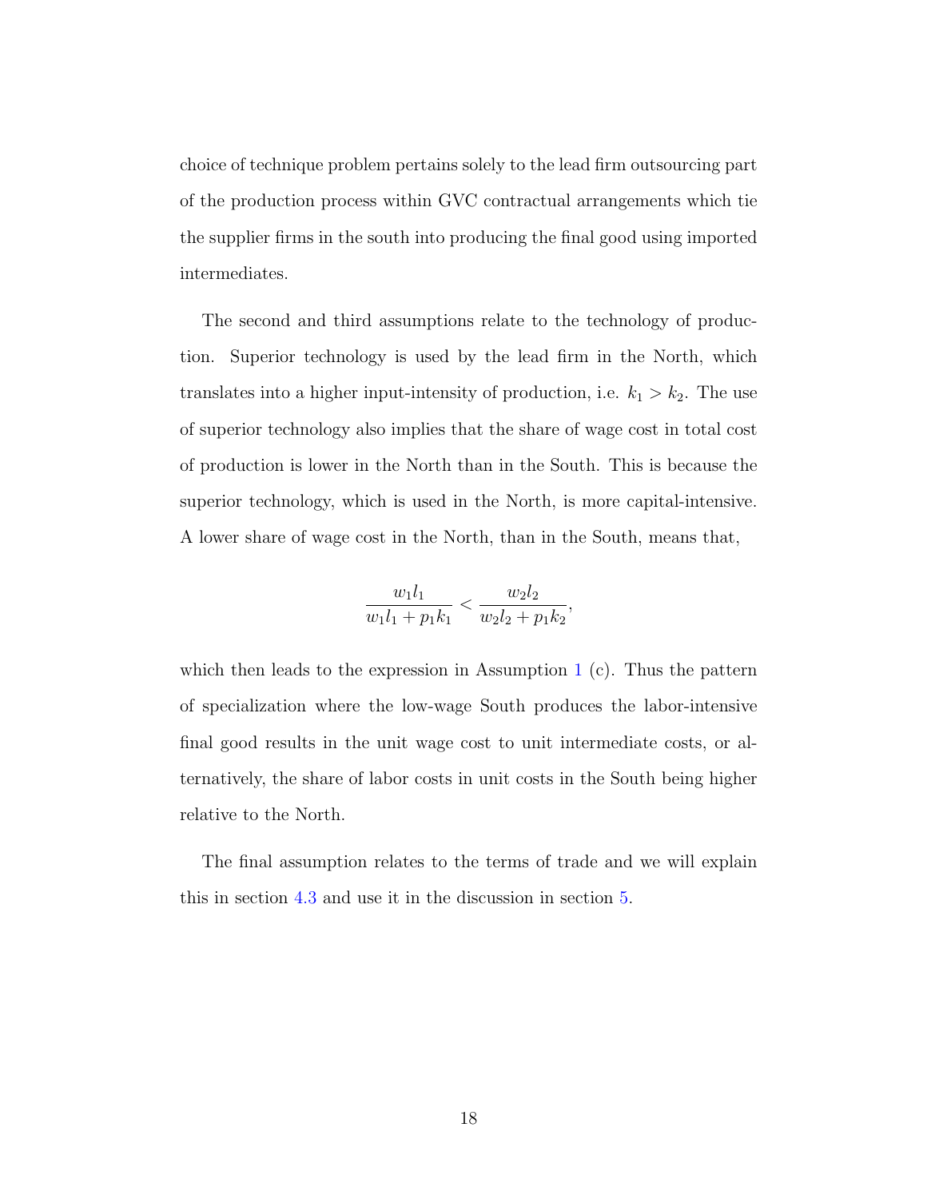choice of technique problem pertains solely to the lead firm outsourcing part of the production process within GVC contractual arrangements which tie the supplier firms in the south into producing the final good using imported intermediates.

The second and third assumptions relate to the technology of production. Superior technology is used by the lead firm in the North, which translates into a higher input-intensity of production, i.e. $k_1 > k_2$. The use of superior technology also implies that the share of wage cost in total cost of production is lower in the North than in the South. This is because the superior technology, which is used in the North, is more capital-intensive. A lower share of wage cost in the North, than in the South, means that,

$$\frac{w_1 l_1}{w_1 l_1 + p_1 k_1} < \frac{w_2 l_2}{w_2 l_2 + p_1 k_2},$$

which then leads to the expression in Assumption 1 (c). Thus the pattern of specialization where the low-wage South produces the labor-intensive final good results in the unit wage cost to unit intermediate costs, or alternatively, the share of labor costs in unit costs in the South being higher relative to the North.

The final assumption relates to the terms of trade and we will explain this in section 4.3 and use it in the discussion in section 5.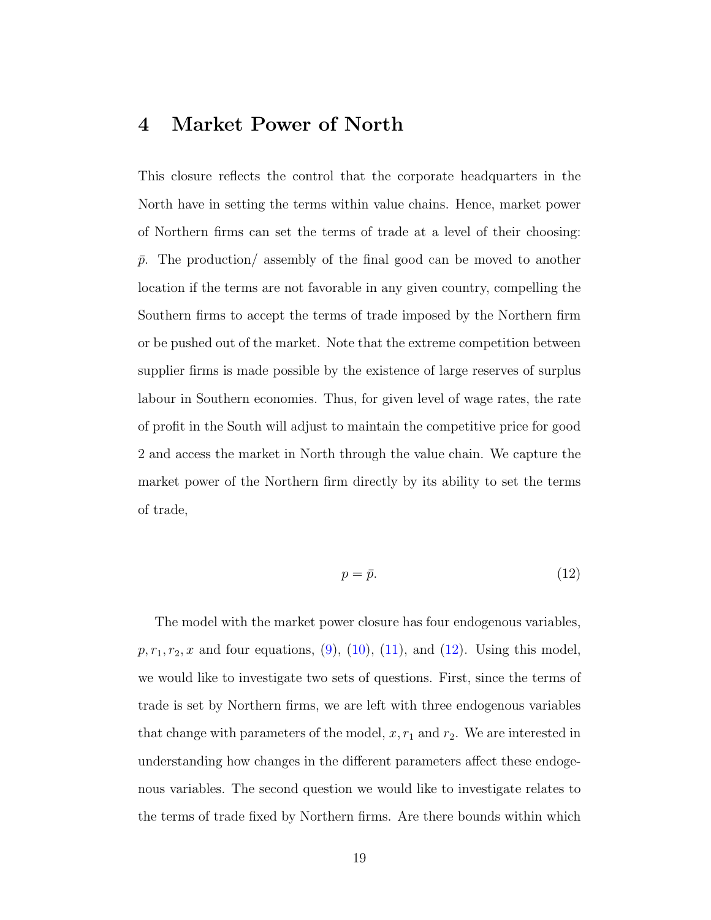# 4 Market Power of North

This closure reflects the control that the corporate headquarters in the North have in setting the terms within value chains. Hence, market power of Northern firms can set the terms of trade at a level of their choosing: $\bar{p}$. The production/ assembly of the final good can be moved to another location if the terms are not favorable in any given country, compelling the Southern firms to accept the terms of trade imposed by the Northern firm or be pushed out of the market. Note that the extreme competition between supplier firms is made possible by the existence of large reserves of surplus labour in Southern economies. Thus, for given level of wage rates, the rate of profit in the South will adjust to maintain the competitive price for good 2 and access the market in North through the value chain. We capture the market power of the Northern firm directly by its ability to set the terms of trade,

$$p = \bar{p}. \tag{12}$$

The model with the market power closure has four endogenous variables, $p, r_1, r_2, x$ and four equations, (9), (10), (11), and (12). Using this model, we would like to investigate two sets of questions. First, since the terms of trade is set by Northern firms, we are left with three endogenous variables that change with parameters of the model, $x, r_1$ and $r_2$. We are interested in understanding how changes in the different parameters affect these endogenous variables. The second question we would like to investigate relates to the terms of trade fixed by Northern firms. Are there bounds within which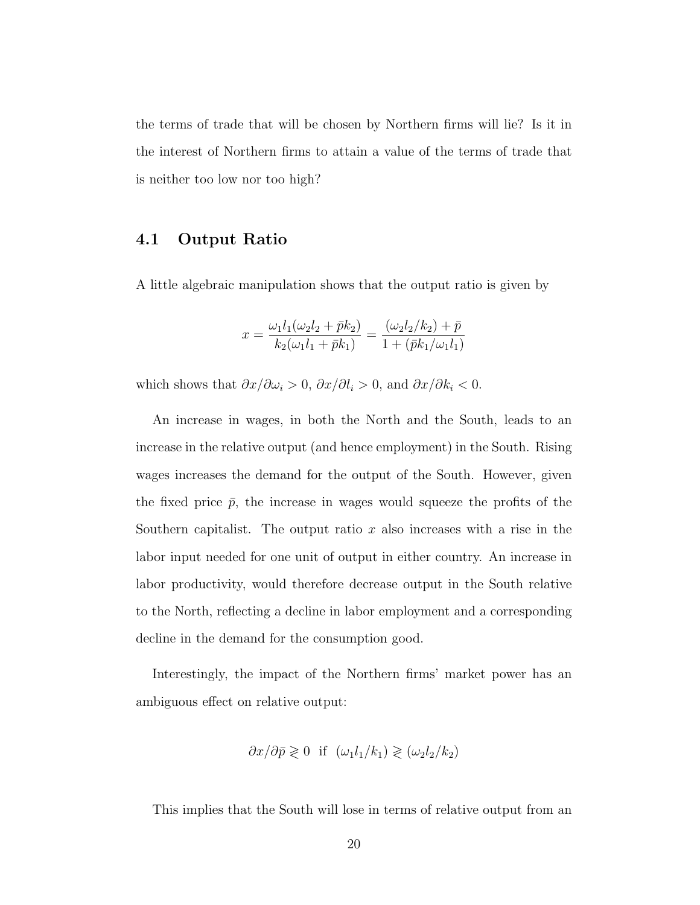the terms of trade that will be chosen by Northern firms will lie? Is it in the interest of Northern firms to attain a value of the terms of trade that is neither too low nor too high?

### 4.1 Output Ratio

A little algebraic manipulation shows that the output ratio is given by

$$x = \frac{\omega_1 l_1(\omega_2 l_2 + \bar{p}k_2)}{k_2(\omega_1 l_1 + \bar{p}k_1)} = \frac{(\omega_2 l_2/k_2) + \bar{p}}{1 + (\bar{p}k_1/\omega_1 l_1)}$$

which shows that $\partial x/\partial \omega_i > 0$, $\partial x/\partial l_i > 0$, and $\partial x/\partial k_i < 0$.

An increase in wages, in both the North and the South, leads to an increase in the relative output (and hence employment) in the South. Rising wages increases the demand for the output of the South. However, given the fixed price $\bar{p}$, the increase in wages would squeeze the profits of the Southern capitalist. The output ratio $x$ also increases with a rise in the labor input needed for one unit of output in either country. An increase in labor productivity, would therefore decrease output in the South relative to the North, reflecting a decline in labor employment and a corresponding decline in the demand for the consumption good.

Interestingly, the impact of the Northern firms' market power has an ambiguous effect on relative output:

$$\partial x/\partial \bar{p} \gtrless 0 \text{ if } (\omega_1 l_1/k_1) \gtrless (\omega_2 l_2/k_2)$$

This implies that the South will lose in terms of relative output from an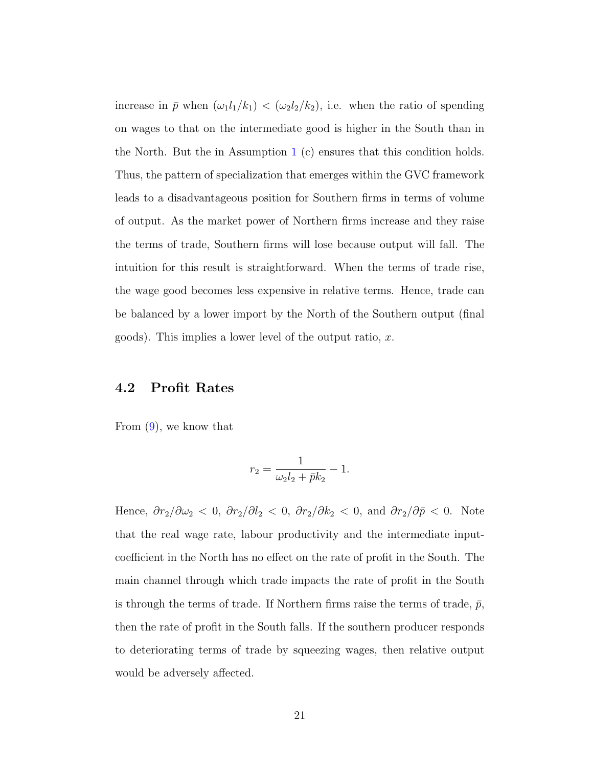increase in $\bar{p}$ when $(\omega_1 l_1/k_1) < (\omega_2 l_2/k_2)$, i.e. when the ratio of spending on wages to that on the intermediate good is higher in the South than in the North. But the in Assumption 1 (c) ensures that this condition holds. Thus, the pattern of specialization that emerges within the GVC framework leads to a disadvantageous position for Southern firms in terms of volume of output. As the market power of Northern firms increase and they raise the terms of trade, Southern firms will lose because output will fall. The intuition for this result is straightforward. When the terms of trade rise, the wage good becomes less expensive in relative terms. Hence, trade can be balanced by a lower import by the North of the Southern output (final goods). This implies a lower level of the output ratio, $x$.

## 4.2 Profit Rates

From (9), we know that

$$r_2 = \frac{1}{\omega_2 l_2 + \bar{p} k_2} - 1.$$

Hence, $\partial r_2/\partial \omega_2 < 0$, $\partial r_2/\partial l_2 < 0$, $\partial r_2/\partial k_2 < 0$, and $\partial r_2/\partial \bar{p} < 0$. Note that the real wage rate, labour productivity and the intermediate input-coefficient in the North has no effect on the rate of profit in the South. The main channel through which trade impacts the rate of profit in the South is through the terms of trade. If Northern firms raise the terms of trade, $\bar{p}$, then the rate of profit in the South falls. If the southern producer responds to deteriorating terms of trade by squeezing wages, then relative output would be adversely affected.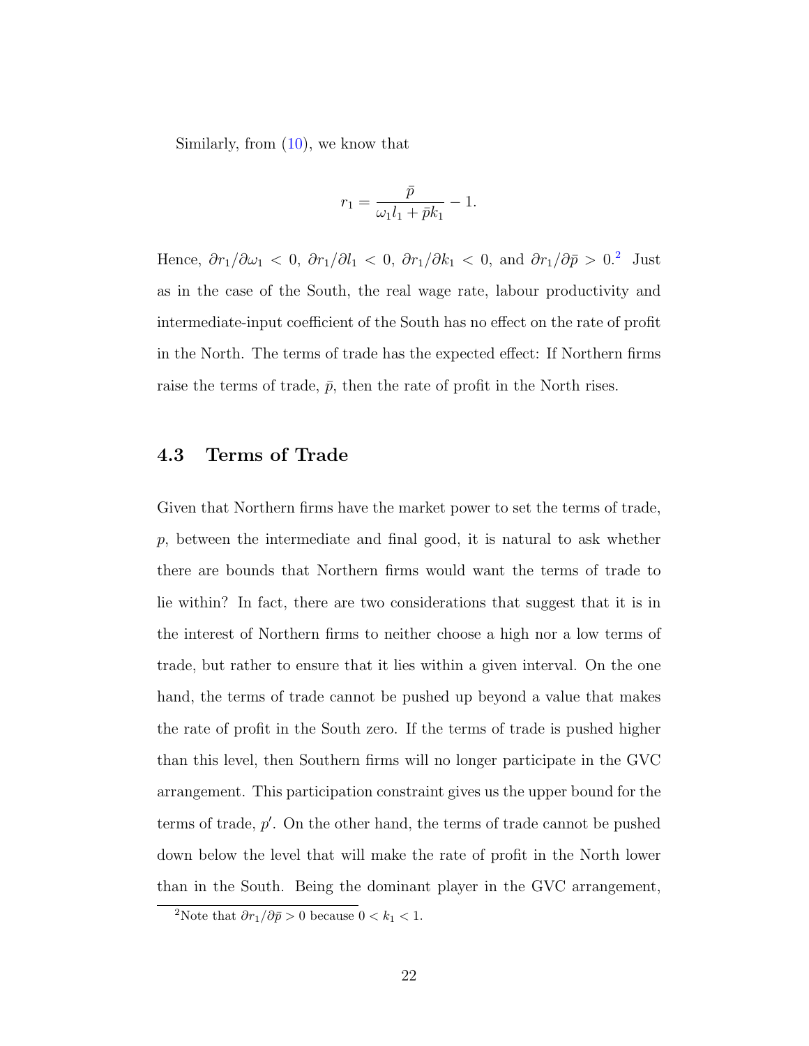Similarly, from (10), we know that

$$r_1 = \frac{\bar{p}}{\omega_1 l_1 + \bar{p} k_1} - 1.$$

Hence, $\partial r_1/\partial \omega_1 < 0$, $\partial r_1/\partial l_1 < 0$, $\partial r_1/\partial k_1 < 0$, and $\partial r_1/\partial \bar{p} > 0$.[2] Just as in the case of the South, the real wage rate, labour productivity and intermediate-input coefficient of the South has no effect on the rate of profit in the North. The terms of trade has the expected effect: If Northern firms raise the terms of trade, $\bar{p}$, then the rate of profit in the North rises.

## 4.3 Terms of Trade

Given that Northern firms have the market power to set the terms of trade, $p$, between the intermediate and final good, it is natural to ask whether there are bounds that Northern firms would want the terms of trade to lie within? In fact, there are two considerations that suggest that it is in the interest of Northern firms to neither choose a high nor a low terms of trade, but rather to ensure that it lies within a given interval. On the one hand, the terms of trade cannot be pushed up beyond a value that makes the rate of profit in the South zero. If the terms of trade is pushed higher than this level, then Southern firms will no longer participate in the GVC arrangement. This participation constraint gives us the upper bound for the terms of trade, $p'$. On the other hand, the terms of trade cannot be pushed down below the level that will make the rate of profit in the North lower than in the South. Being the dominant player in the GVC arrangement,

[2] Note that $\partial r_1/\partial \bar{p} > 0$ because $0 < k_1 < 1$.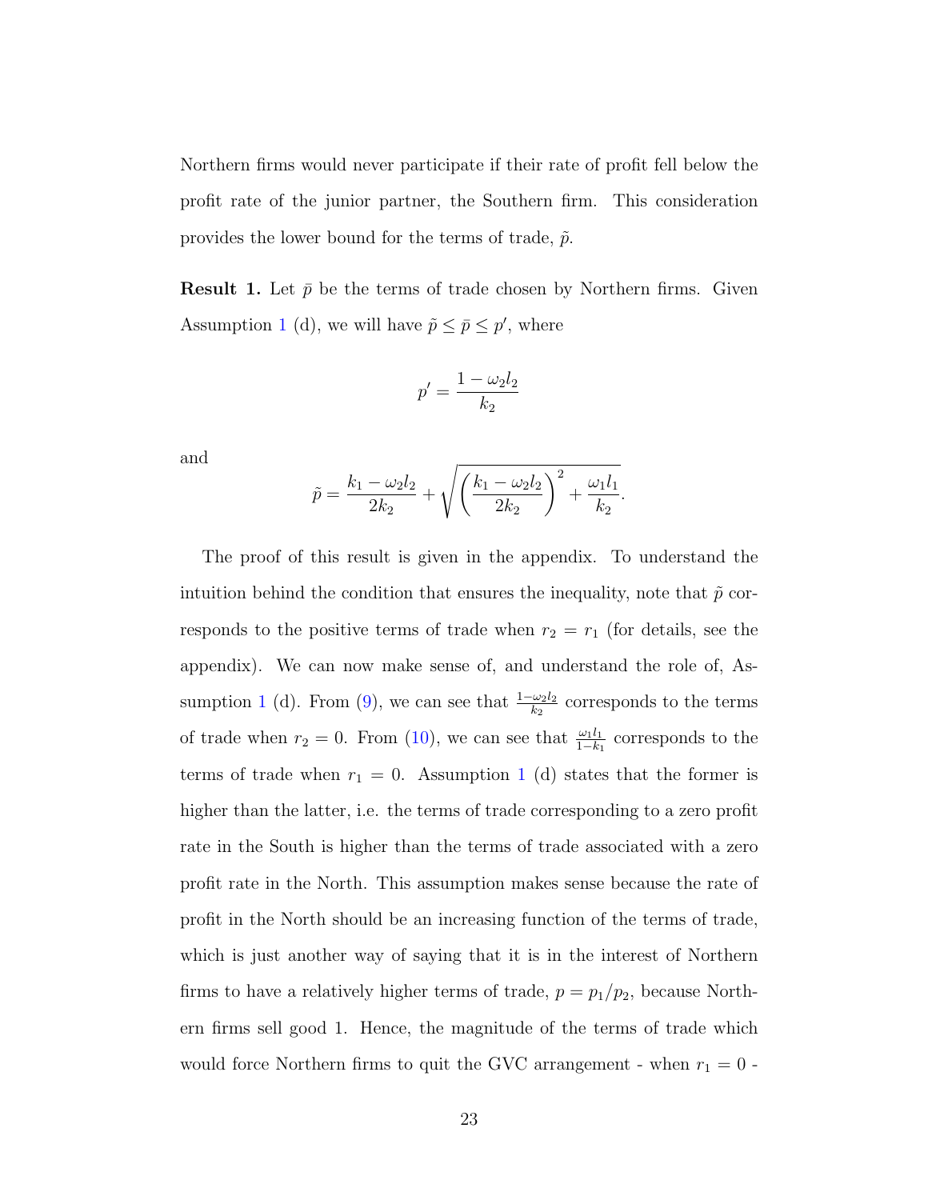Northern firms would never participate if their rate of profit fell below the profit rate of the junior partner, the Southern firm. This consideration provides the lower bound for the terms of trade, $\tilde{p}$.

**Result 1.** Let $\bar{p}$ be the terms of trade chosen by Northern firms. Given Assumption 1 (d), we will have $\tilde{p} \leq \bar{p} \leq p'$, where

$$p' = \frac{1 - \omega_2 l_2}{k_2}$$

and

$$\tilde{p} = \frac{k_1 - \omega_2 l_2}{2k_2} + \sqrt{\left(\frac{k_1 - \omega_2 l_2}{2k_2}\right)^2 + \frac{\omega_1 l_1}{k_2}}.$$

The proof of this result is given in the appendix. To understand the intuition behind the condition that ensures the inequality, note that $\tilde{p}$ corresponds to the positive terms of trade when $r_2 = r_1$ (for details, see the appendix). We can now make sense of, and understand the role of, Assumption 1 (d). From (9), we can see that $\frac{1-\omega_2 l_2}{k_2}$ corresponds to the terms of trade when $r_2 = 0$. From (10), we can see that $\frac{\omega_1 l_1}{1-k_1}$ corresponds to the terms of trade when $r_1 = 0$. Assumption 1 (d) states that the former is higher than the latter, i.e. the terms of trade corresponding to a zero profit rate in the South is higher than the terms of trade associated with a zero profit rate in the North. This assumption makes sense because the rate of profit in the North should be an increasing function of the terms of trade, which is just another way of saying that it is in the interest of Northern firms to have a relatively higher terms of trade, $p = p_1/p_2$, because Northern firms sell good 1. Hence, the magnitude of the terms of trade which would force Northern firms to quit the GVC arrangement - when $r_1 = 0$ -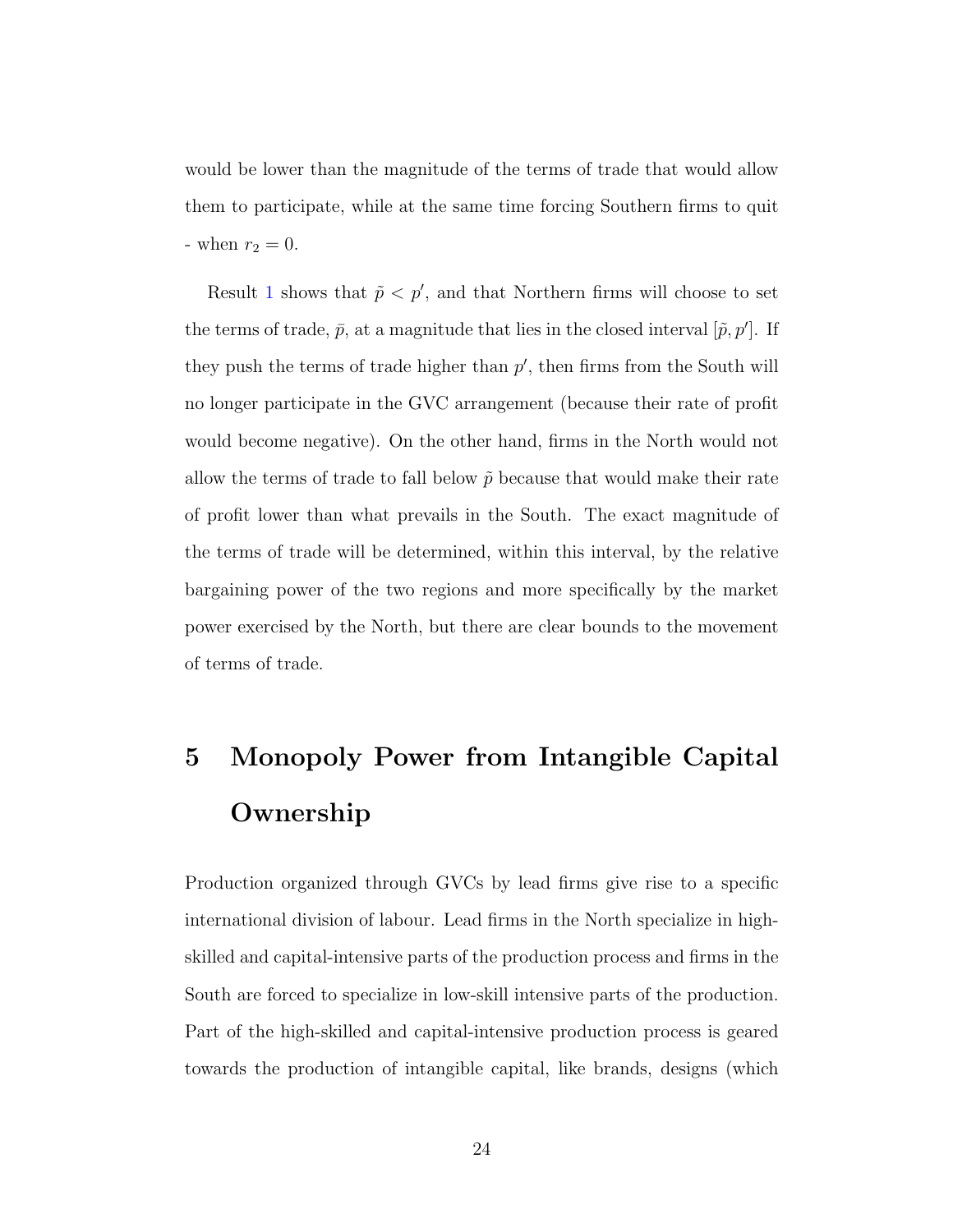would be lower than the magnitude of the terms of trade that would allow them to participate, while at the same time forcing Southern firms to quit - when $r_2 = 0$.

Result 1 shows that $\tilde{p} < p'$, and that Northern firms will choose to set the terms of trade, $\bar{p}$, at a magnitude that lies in the closed interval $[\tilde{p}, p']$. If they push the terms of trade higher than $p'$, then firms from the South will no longer participate in the GVC arrangement (because their rate of profit would become negative). On the other hand, firms in the North would not allow the terms of trade to fall below $\tilde{p}$ because that would make their rate of profit lower than what prevails in the South. The exact magnitude of the terms of trade will be determined, within this interval, by the relative bargaining power of the two regions and more specifically by the market power exercised by the North, but there are clear bounds to the movement of terms of trade.

# 5 Monopoly Power from Intangible Capital Ownership

Production organized through GVCs by lead firms give rise to a specific international division of labour. Lead firms in the North specialize in high-skilled and capital-intensive parts of the production process and firms in the South are forced to specialize in low-skill intensive parts of the production. Part of the high-skilled and capital-intensive production process is geared towards the production of intangible capital, like brands, designs (which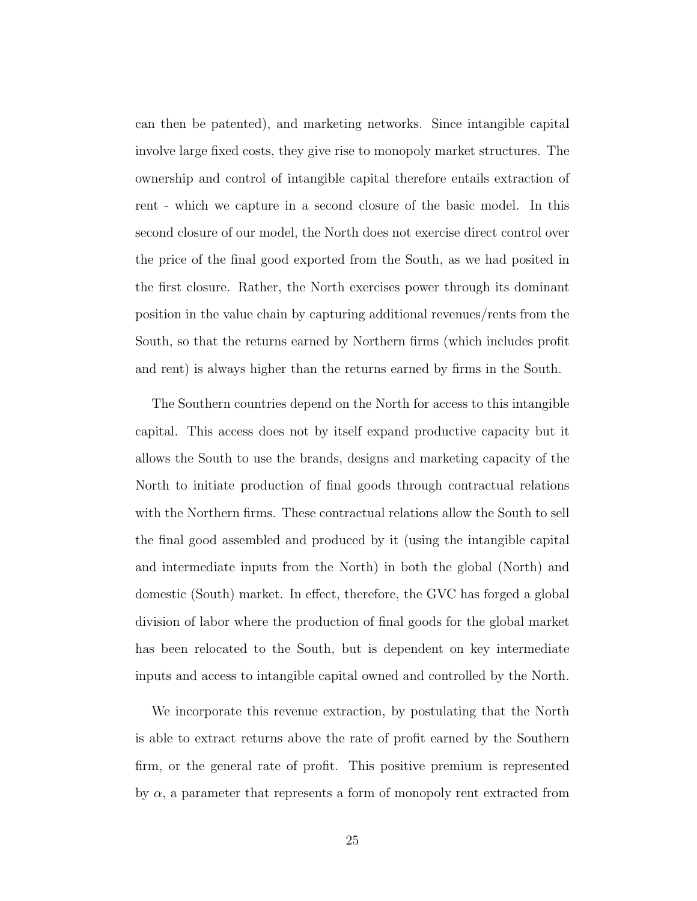can then be patented), and marketing networks. Since intangible capital involve large fixed costs, they give rise to monopoly market structures. The ownership and control of intangible capital therefore entails extraction of rent - which we capture in a second closure of the basic model. In this second closure of our model, the North does not exercise direct control over the price of the final good exported from the South, as we had posited in the first closure. Rather, the North exercises power through its dominant position in the value chain by capturing additional revenues/rents from the South, so that the returns earned by Northern firms (which includes profit and rent) is always higher than the returns earned by firms in the South.

The Southern countries depend on the North for access to this intangible capital. This access does not by itself expand productive capacity but it allows the South to use the brands, designs and marketing capacity of the North to initiate production of final goods through contractual relations with the Northern firms. These contractual relations allow the South to sell the final good assembled and produced by it (using the intangible capital and intermediate inputs from the North) in both the global (North) and domestic (South) market. In effect, therefore, the GVC has forged a global division of labor where the production of final goods for the global market has been relocated to the South, but is dependent on key intermediate inputs and access to intangible capital owned and controlled by the North.

We incorporate this revenue extraction, by postulating that the North is able to extract returns above the rate of profit earned by the Southern firm, or the general rate of profit. This positive premium is represented by $\alpha$, a parameter that represents a form of monopoly rent extracted from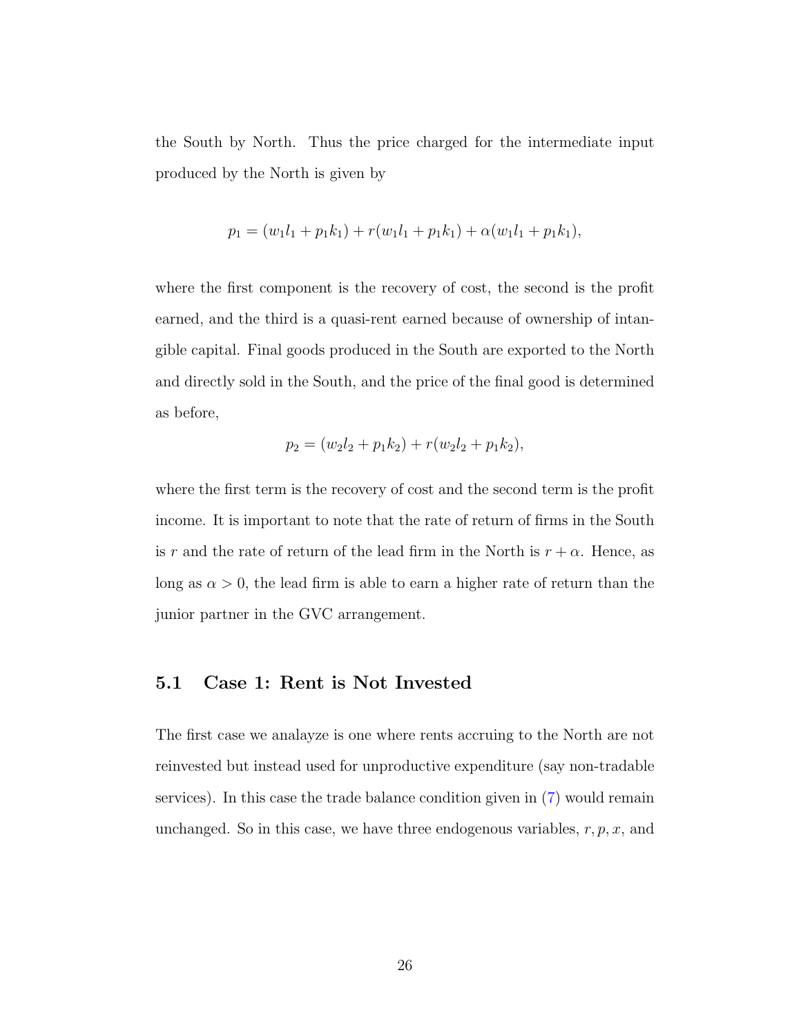the South by North. Thus the price charged for the intermediate input produced by the North is given by

$$p_1 = (w_1 l_1 + p_1 k_1) + r(w_1 l_1 + p_1 k_1) + \alpha(w_1 l_1 + p_1 k_1),$$

where the first component is the recovery of cost, the second is the profit earned, and the third is a quasi-rent earned because of ownership of intangible capital. Final goods produced in the South are exported to the North and directly sold in the South, and the price of the final good is determined as before,

$$p_2 = (w_2 l_2 + p_1 k_2) + r(w_2 l_2 + p_1 k_2),$$

where the first term is the recovery of cost and the second term is the profit income. It is important to note that the rate of return of firms in the South is $r$ and the rate of return of the lead firm in the North is $r + \alpha$. Hence, as long as $\alpha > 0$, the lead firm is able to earn a higher rate of return than the junior partner in the GVC arrangement.

### 5.1 Case 1: Rent is Not Invested

The first case we analayze is one where rents accruing to the North are not reinvested but instead used for unproductive expenditure (say non-tradable services). In this case the trade balance condition given in (7) would remain unchanged. So in this case, we have three endogenous variables, $r, p, x$, and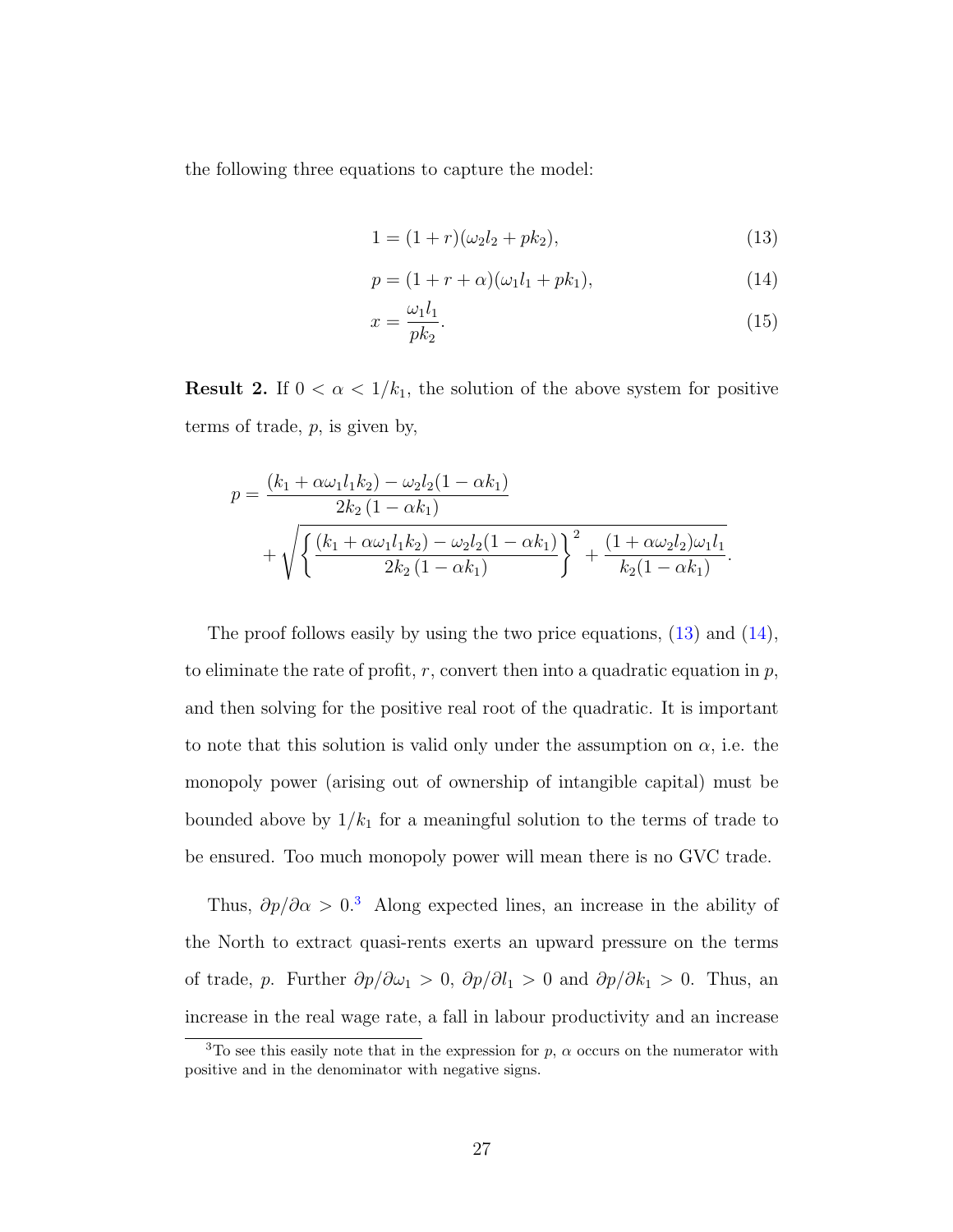the following three equations to capture the model:

$$1 = (1 + r)(\omega_2 l_2 + p k_2), \tag{13}$$

$$p = (1 + r + \alpha)(\omega_1 l_1 + p k_1), \tag{14}$$

$$x = \frac{\omega_1 l_1}{p k_2}. \tag{15}$$

**Result 2.** If $0 < \alpha < 1/k_1$, the solution of the above system for positive terms of trade, $p$, is given by,

$$p = \frac{(k_1 + \alpha\omega_1 l_1 k_2) - \omega_2 l_2(1 - \alpha k_1)}{2k_2\,(1 - \alpha k_1)} + \sqrt{\left\{\frac{(k_1 + \alpha\omega_1 l_1 k_2) - \omega_2 l_2(1 - \alpha k_1)}{2k_2\,(1 - \alpha k_1)}\right\}^2 + \frac{(1 + \alpha\omega_2 l_2)\omega_1 l_1}{k_2(1 - \alpha k_1)}}.$$

The proof follows easily by using the two price equations, (13) and (14), to eliminate the rate of profit, $r$, convert then into a quadratic equation in $p$, and then solving for the positive real root of the quadratic. It is important to note that this solution is valid only under the assumption on $\alpha$, i.e. the monopoly power (arising out of ownership of intangible capital) must be bounded above by $1/k_1$ for a meaningful solution to the terms of trade to be ensured. Too much monopoly power will mean there is no GVC trade.

Thus, $\partial p/\partial\alpha > 0$.[3] Along expected lines, an increase in the ability of the North to extract quasi-rents exerts an upward pressure on the terms of trade, $p$. Further $\partial p/\partial\omega_1 > 0$, $\partial p/\partial l_1 > 0$ and $\partial p/\partial k_1 > 0$. Thus, an increase in the real wage rate, a fall in labour productivity and an increase

[3] To see this easily note that in the expression for $p$, $\alpha$ occurs on the numerator with positive and in the denominator with negative signs.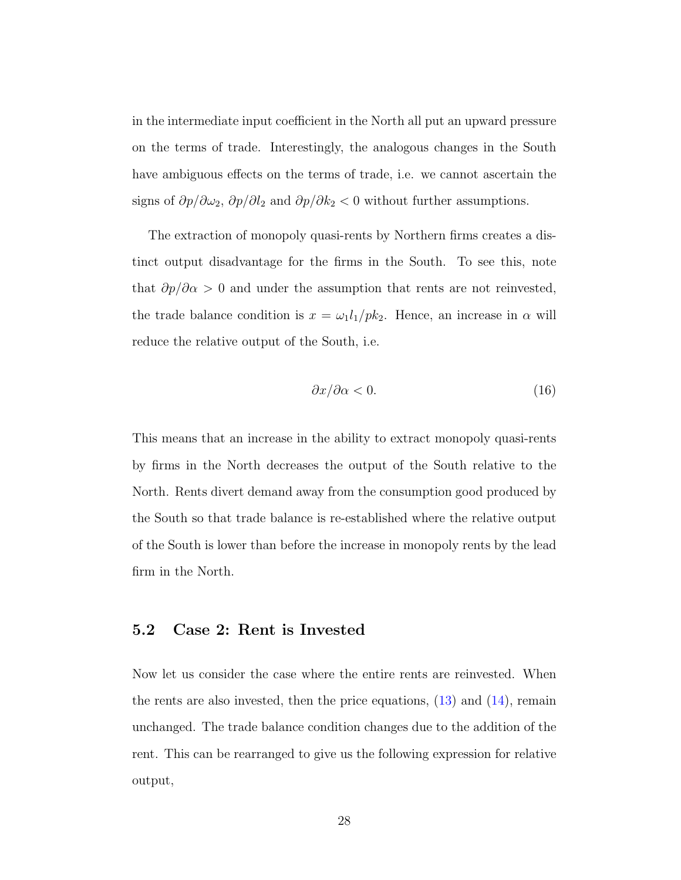in the intermediate input coefficient in the North all put an upward pressure on the terms of trade. Interestingly, the analogous changes in the South have ambiguous effects on the terms of trade, i.e. we cannot ascertain the signs of $\partial p/\partial \omega_2$, $\partial p/\partial l_2$ and $\partial p/\partial k_2 < 0$ without further assumptions.

The extraction of monopoly quasi-rents by Northern firms creates a distinct output disadvantage for the firms in the South. To see this, note that $\partial p/\partial \alpha > 0$ and under the assumption that rents are not reinvested, the trade balance condition is $x = \omega_1 l_1 / p k_2$. Hence, an increase in $\alpha$ will reduce the relative output of the South, i.e.

$$\partial x/\partial \alpha < 0. \tag{16}$$

This means that an increase in the ability to extract monopoly quasi-rents by firms in the North decreases the output of the South relative to the North. Rents divert demand away from the consumption good produced by the South so that trade balance is re-established where the relative output of the South is lower than before the increase in monopoly rents by the lead firm in the North.

## 5.2 Case 2: Rent is Invested

Now let us consider the case where the entire rents are reinvested. When the rents are also invested, then the price equations, (13) and (14), remain unchanged. The trade balance condition changes due to the addition of the rent. This can be rearranged to give us the following expression for relative output,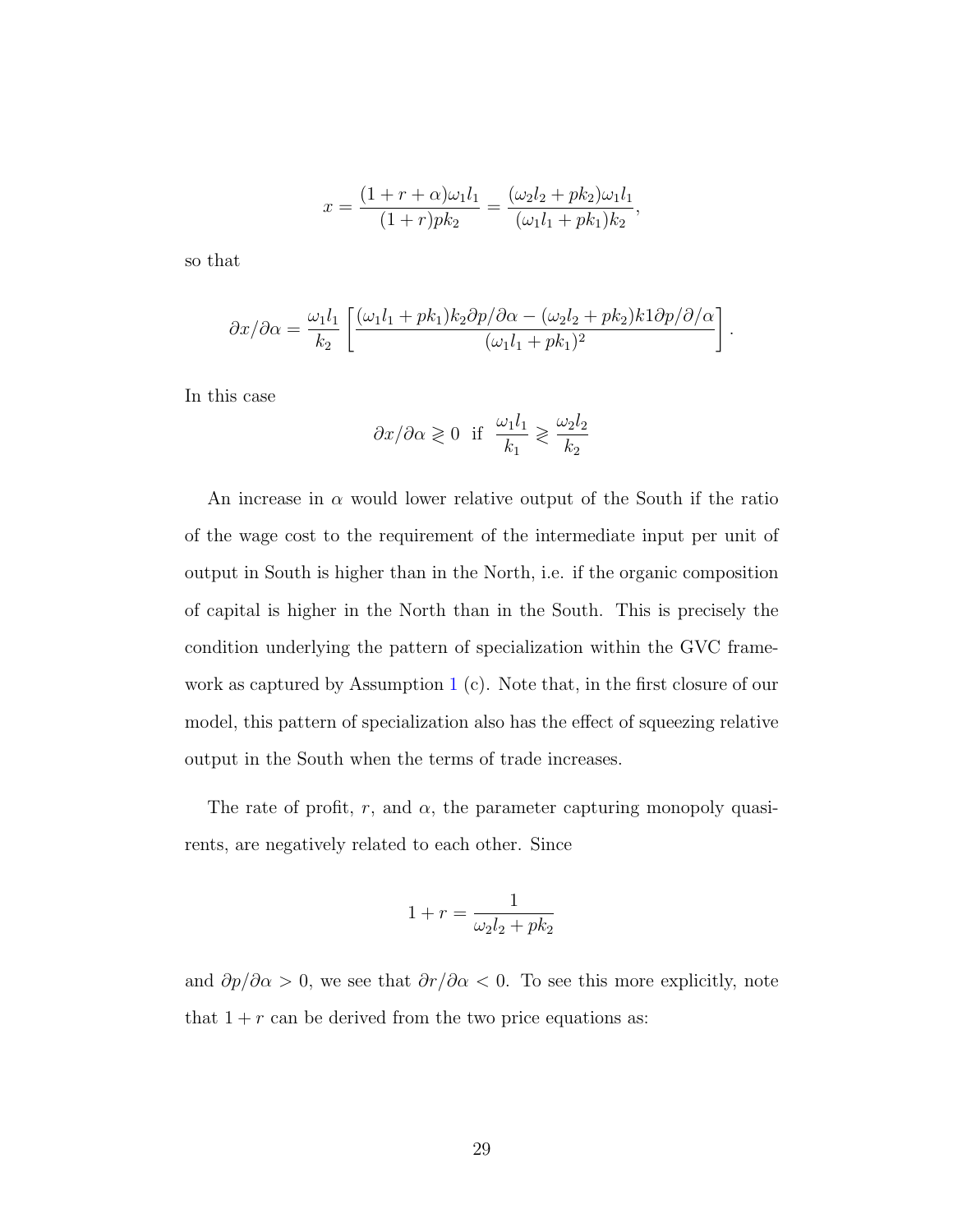$$x = \frac{(1 + r + \alpha)\omega_1 l_1}{(1 + r)pk_2} = \frac{(\omega_2 l_2 + pk_2)\omega_1 l_1}{(\omega_1 l_1 + pk_1)k_2},$$

so that

$$\partial x/\partial \alpha = \frac{\omega_1 l_1}{k_2}\left[\frac{(\omega_1 l_1 + pk_1)k_2 \partial p/\partial \alpha - (\omega_2 l_2 + pk_2)k1\partial p/\partial/\alpha}{(\omega_1 l_1 + pk_1)^2}\right].$$

In this case

$$\partial x/\partial \alpha \gtrless 0 \ \text{ if } \ \frac{\omega_1 l_1}{k_1} \gtrless \frac{\omega_2 l_2}{k_2}$$

An increase in $\alpha$ would lower relative output of the South if the ratio of the wage cost to the requirement of the intermediate input per unit of output in South is higher than in the North, i.e. if the organic composition of capital is higher in the North than in the South. This is precisely the condition underlying the pattern of specialization within the GVC framework as captured by Assumption 1 (c). Note that, in the first closure of our model, this pattern of specialization also has the effect of squeezing relative output in the South when the terms of trade increases.

The rate of profit, $r$, and $\alpha$, the parameter capturing monopoly quasirents, are negatively related to each other. Since

$$1 + r = \frac{1}{\omega_2 l_2 + pk_2}$$

and $\partial p/\partial \alpha > 0$, we see that $\partial r/\partial \alpha < 0$. To see this more explicitly, note that $1 + r$ can be derived from the two price equations as: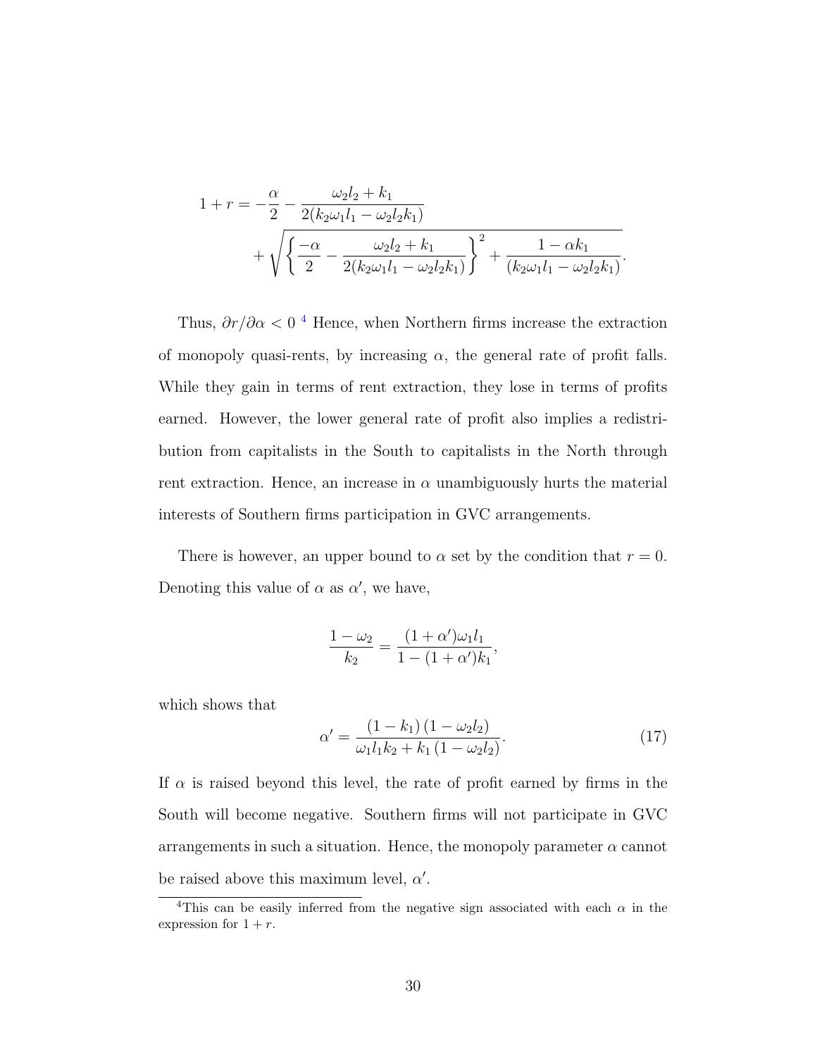$$
\begin{aligned}
1 + r = & -\frac{\alpha}{2} - \frac{\omega_2 l_2 + k_1}{2(k_2 \omega_1 l_1 - \omega_2 l_2 k_1)} \\
& + \sqrt{\left\{\frac{-\alpha}{2} - \frac{\omega_2 l_2 + k_1}{2(k_2 \omega_1 l_1 - \omega_2 l_2 k_1)}\right\}^2 + \frac{1 - \alpha k_1}{(k_2 \omega_1 l_1 - \omega_2 l_2 k_1)}}.
\end{aligned}
$$

Thus, $\partial r / \partial \alpha < 0$ [4] Hence, when Northern firms increase the extraction of monopoly quasi-rents, by increasing $\alpha$, the general rate of profit falls. While they gain in terms of rent extraction, they lose in terms of profits earned. However, the lower general rate of profit also implies a redistribution from capitalists in the South to capitalists in the North through rent extraction. Hence, an increase in $\alpha$ unambiguously hurts the material interests of Southern firms participation in GVC arrangements.

There is however, an upper bound to $\alpha$ set by the condition that $r = 0$. Denoting this value of $\alpha$ as $\alpha'$, we have,

$$
\frac{1 - \omega_2}{k_2} = \frac{(1 + \alpha')\omega_1 l_1}{1 - (1 + \alpha')k_1},
$$

which shows that

$$
\alpha' = \frac{(1 - k_1)(1 - \omega_2 l_2)}{\omega_1 l_1 k_2 + k_1 (1 - \omega_2 l_2)}. \tag{17}
$$

If $\alpha$ is raised beyond this level, the rate of profit earned by firms in the South will become negative. Southern firms will not participate in GVC arrangements in such a situation. Hence, the monopoly parameter $\alpha$ cannot be raised above this maximum level, $\alpha'$.

[4] This can be easily inferred from the negative sign associated with each $\alpha$ in the expression for $1 + r$.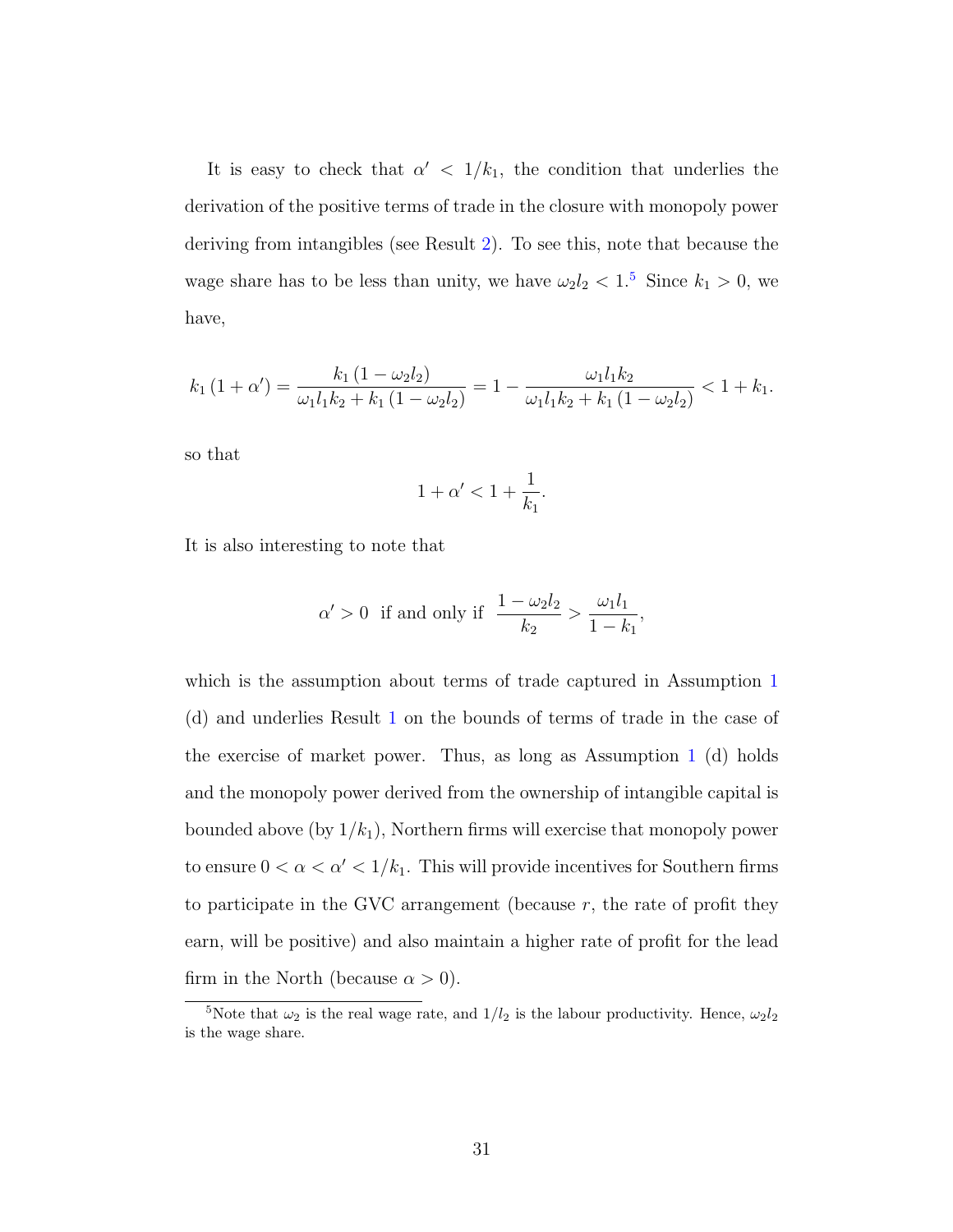It is easy to check that $\alpha' < 1/k_1$, the condition that underlies the derivation of the positive terms of trade in the closure with monopoly power deriving from intangibles (see Result 2). To see this, note that because the wage share has to be less than unity, we have $\omega_2 l_2 < 1$.[5] Since $k_1 > 0$, we have,

$$k_1 (1 + \alpha') = \frac{k_1 (1 - \omega_2 l_2)}{\omega_1 l_1 k_2 + k_1 (1 - \omega_2 l_2)} = 1 - \frac{\omega_1 l_1 k_2}{\omega_1 l_1 k_2 + k_1 (1 - \omega_2 l_2)} < 1 + k_1.$$

so that

$$1 + \alpha' < 1 + \frac{1}{k_1}.$$

It is also interesting to note that

$$\alpha' > 0 \text{ if and only if } \frac{1 - \omega_2 l_2}{k_2} > \frac{\omega_1 l_1}{1 - k_1},$$

which is the assumption about terms of trade captured in Assumption 1 (d) and underlies Result 1 on the bounds of terms of trade in the case of the exercise of market power. Thus, as long as Assumption 1 (d) holds and the monopoly power derived from the ownership of intangible capital is bounded above (by $1/k_1$), Northern firms will exercise that monopoly power to ensure $0 < \alpha < \alpha' < 1/k_1$. This will provide incentives for Southern firms to participate in the GVC arrangement (because $r$, the rate of profit they earn, will be positive) and also maintain a higher rate of profit for the lead firm in the North (because $\alpha > 0$).

[5] Note that $\omega_2$ is the real wage rate, and $1/l_2$ is the labour productivity. Hence, $\omega_2 l_2$ is the wage share.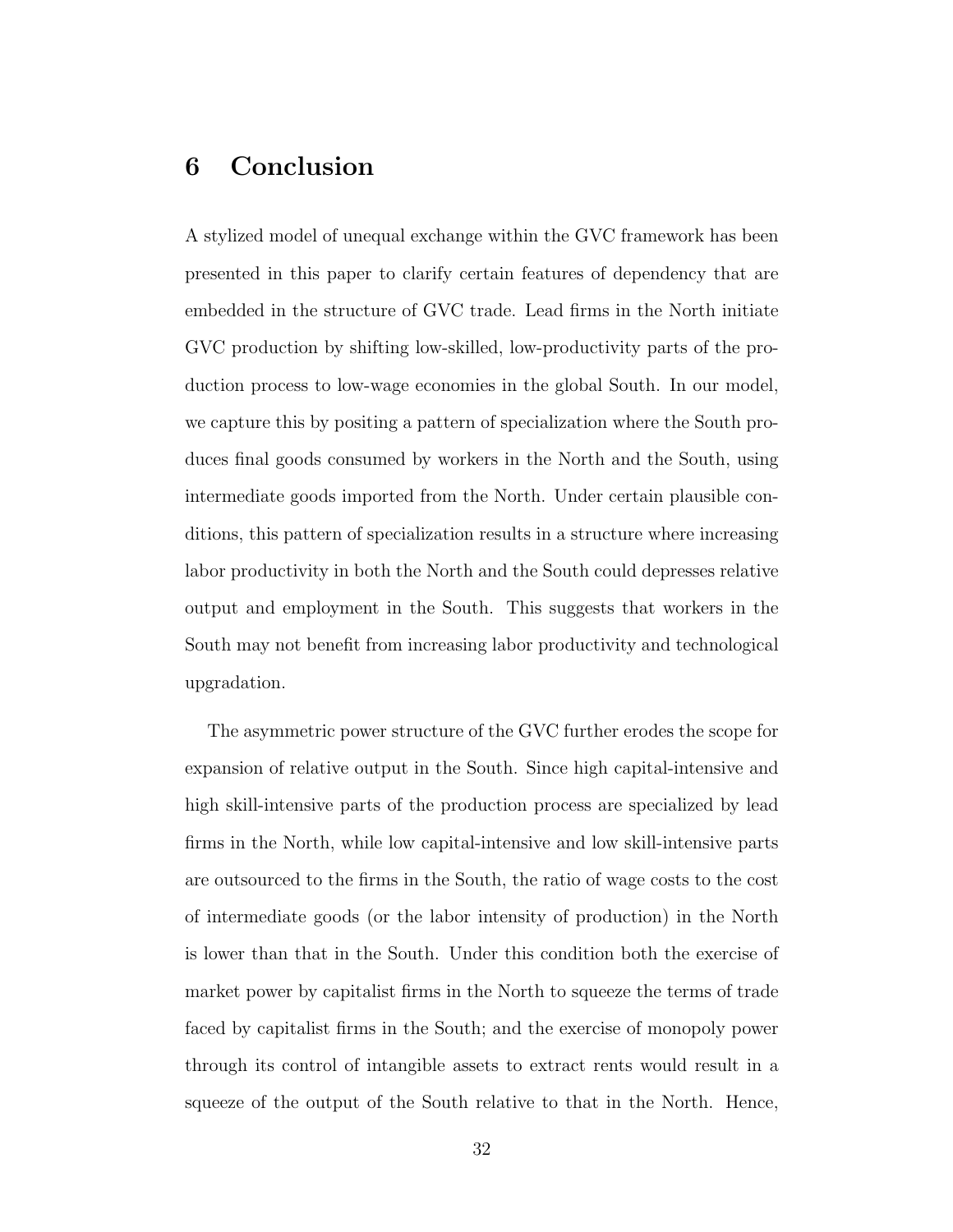## 6 Conclusion

A stylized model of unequal exchange within the GVC framework has been presented in this paper to clarify certain features of dependency that are embedded in the structure of GVC trade. Lead firms in the North initiate GVC production by shifting low-skilled, low-productivity parts of the production process to low-wage economies in the global South. In our model, we capture this by positing a pattern of specialization where the South produces final goods consumed by workers in the North and the South, using intermediate goods imported from the North. Under certain plausible conditions, this pattern of specialization results in a structure where increasing labor productivity in both the North and the South could depresses relative output and employment in the South. This suggests that workers in the South may not benefit from increasing labor productivity and technological upgradation.

The asymmetric power structure of the GVC further erodes the scope for expansion of relative output in the South. Since high capital-intensive and high skill-intensive parts of the production process are specialized by lead firms in the North, while low capital-intensive and low skill-intensive parts are outsourced to the firms in the South, the ratio of wage costs to the cost of intermediate goods (or the labor intensity of production) in the North is lower than that in the South. Under this condition both the exercise of market power by capitalist firms in the North to squeeze the terms of trade faced by capitalist firms in the South; and the exercise of monopoly power through its control of intangible assets to extract rents would result in a squeeze of the output of the South relative to that in the North. Hence,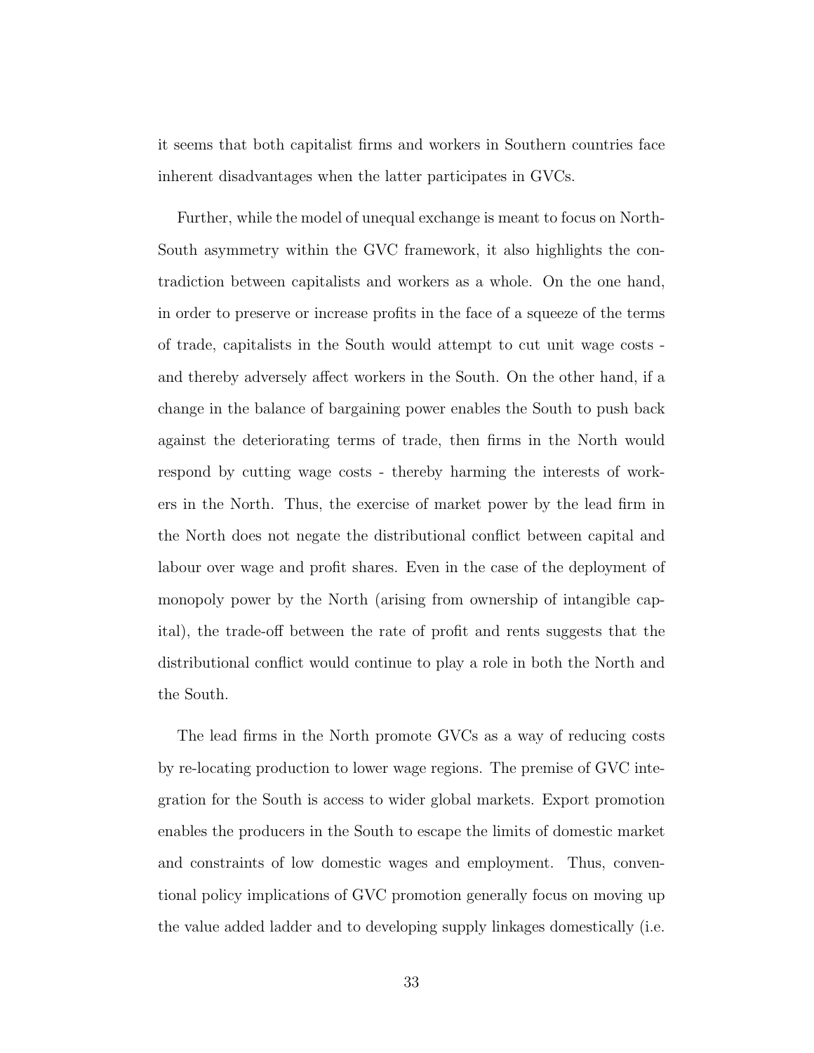it seems that both capitalist firms and workers in Southern countries face inherent disadvantages when the latter participates in GVCs.

Further, while the model of unequal exchange is meant to focus on North-South asymmetry within the GVC framework, it also highlights the contradiction between capitalists and workers as a whole. On the one hand, in order to preserve or increase profits in the face of a squeeze of the terms of trade, capitalists in the South would attempt to cut unit wage costs - and thereby adversely affect workers in the South. On the other hand, if a change in the balance of bargaining power enables the South to push back against the deteriorating terms of trade, then firms in the North would respond by cutting wage costs - thereby harming the interests of workers in the North. Thus, the exercise of market power by the lead firm in the North does not negate the distributional conflict between capital and labour over wage and profit shares. Even in the case of the deployment of monopoly power by the North (arising from ownership of intangible capital), the trade-off between the rate of profit and rents suggests that the distributional conflict would continue to play a role in both the North and the South.

The lead firms in the North promote GVCs as a way of reducing costs by re-locating production to lower wage regions. The premise of GVC integration for the South is access to wider global markets. Export promotion enables the producers in the South to escape the limits of domestic market and constraints of low domestic wages and employment. Thus, conventional policy implications of GVC promotion generally focus on moving up the value added ladder and to developing supply linkages domestically (i.e.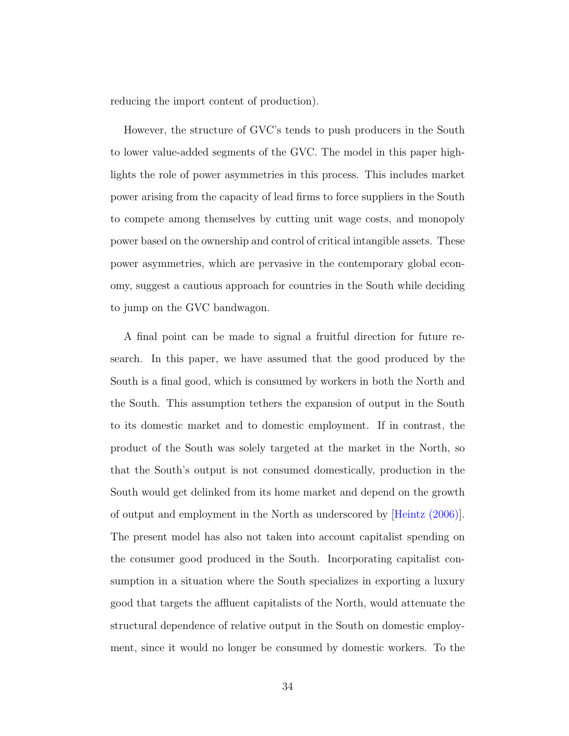reducing the import content of production).

However, the structure of GVC's tends to push producers in the South to lower value-added segments of the GVC. The model in this paper highlights the role of power asymmetries in this process. This includes market power arising from the capacity of lead firms to force suppliers in the South to compete among themselves by cutting unit wage costs, and monopoly power based on the ownership and control of critical intangible assets. These power asymmetries, which are pervasive in the contemporary global economy, suggest a cautious approach for countries in the South while deciding to jump on the GVC bandwagon.

A final point can be made to signal a fruitful direction for future research. In this paper, we have assumed that the good produced by the South is a final good, which is consumed by workers in both the North and the South. This assumption tethers the expansion of output in the South to its domestic market and to domestic employment. If in contrast, the product of the South was solely targeted at the market in the North, so that the South's output is not consumed domestically, production in the South would get delinked from its home market and depend on the growth of output and employment in the North as underscored by [Heintz (2006)]. The present model has also not taken into account capitalist spending on the consumer good produced in the South. Incorporating capitalist consumption in a situation where the South specializes in exporting a luxury good that targets the affluent capitalists of the North, would attenuate the structural dependence of relative output in the South on domestic employment, since it would no longer be consumed by domestic workers. To the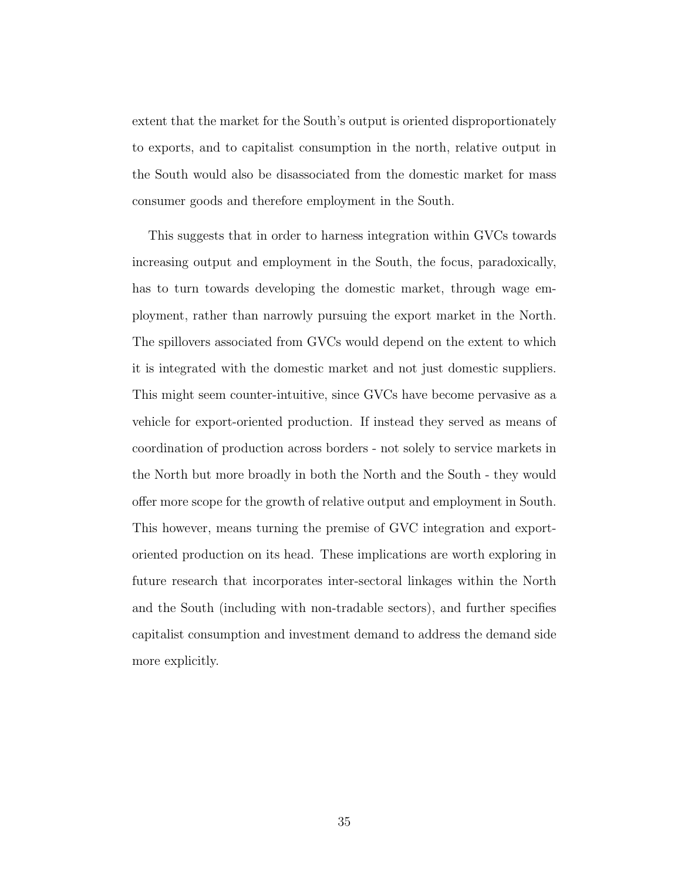extent that the market for the South's output is oriented disproportionately to exports, and to capitalist consumption in the north, relative output in the South would also be disassociated from the domestic market for mass consumer goods and therefore employment in the South.

This suggests that in order to harness integration within GVCs towards increasing output and employment in the South, the focus, paradoxically, has to turn towards developing the domestic market, through wage employment, rather than narrowly pursuing the export market in the North. The spillovers associated from GVCs would depend on the extent to which it is integrated with the domestic market and not just domestic suppliers. This might seem counter-intuitive, since GVCs have become pervasive as a vehicle for export-oriented production. If instead they served as means of coordination of production across borders - not solely to service markets in the North but more broadly in both the North and the South - they would offer more scope for the growth of relative output and employment in South. This however, means turning the premise of GVC integration and export-oriented production on its head. These implications are worth exploring in future research that incorporates inter-sectoral linkages within the North and the South (including with non-tradable sectors), and further specifies capitalist consumption and investment demand to address the demand side more explicitly.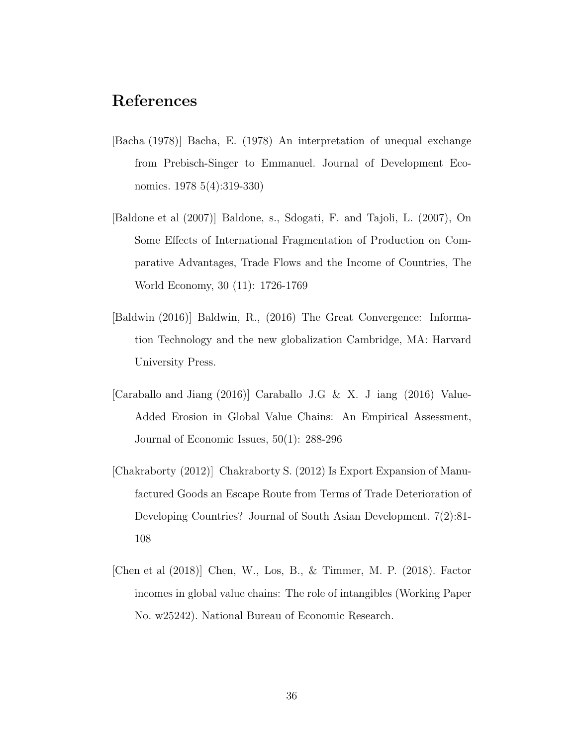## References

[Bacha (1978)] Bacha, E. (1978) An interpretation of unequal exchange from Prebisch-Singer to Emmanuel. Journal of Development Economics. 1978 5(4):319-330)

[Baldone et al (2007)] Baldone, s., Sdogati, F. and Tajoli, L. (2007), On Some Effects of International Fragmentation of Production on Comparative Advantages, Trade Flows and the Income of Countries, The World Economy, 30 (11): 1726-1769

[Baldwin (2016)] Baldwin, R., (2016) The Great Convergence: Information Technology and the new globalization Cambridge, MA: Harvard University Press.

[Caraballo and Jiang (2016)] Caraballo J.G & X. J iang (2016) Value-Added Erosion in Global Value Chains: An Empirical Assessment, Journal of Economic Issues, 50(1): 288-296

[Chakraborty (2012)] Chakraborty S. (2012) Is Export Expansion of Manufactured Goods an Escape Route from Terms of Trade Deterioration of Developing Countries? Journal of South Asian Development. 7(2):81-108

[Chen et al (2018)] Chen, W., Los, B., & Timmer, M. P. (2018). Factor incomes in global value chains: The role of intangibles (Working Paper No. w25242). National Bureau of Economic Research.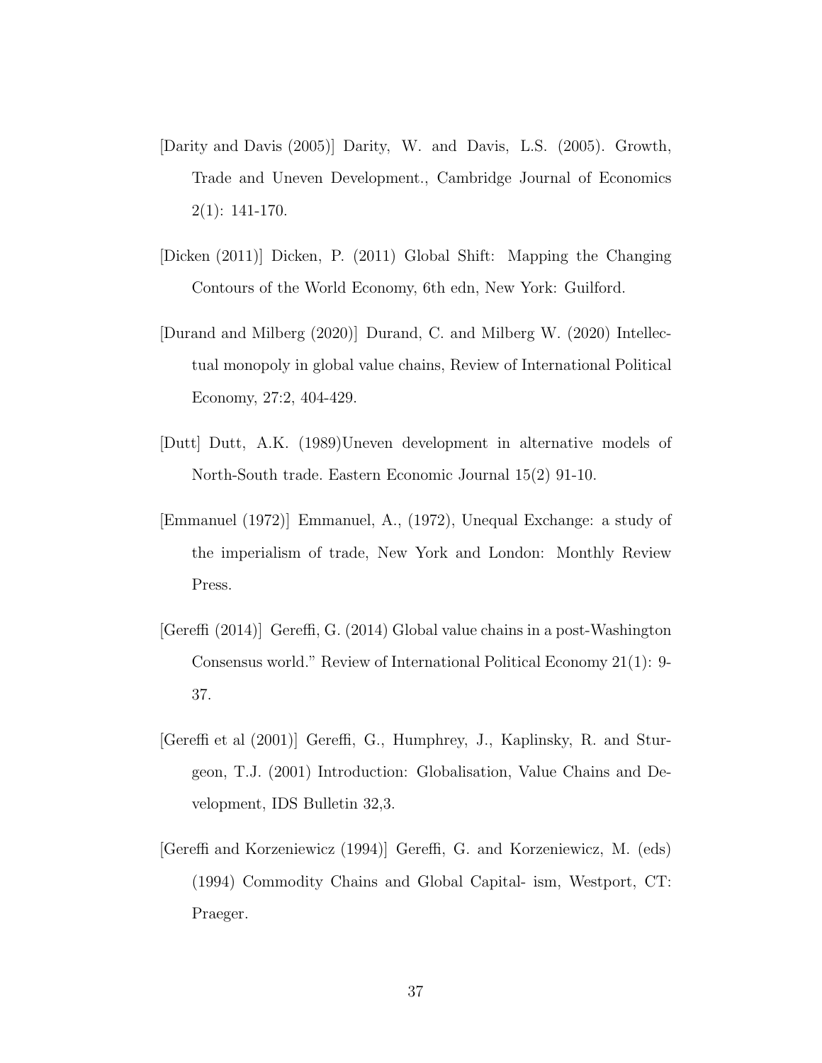[Darity and Davis (2005)] Darity, W. and Davis, L.S. (2005). Growth, Trade and Uneven Development., Cambridge Journal of Economics 2(1): 141-170.

[Dicken (2011)] Dicken, P. (2011) Global Shift: Mapping the Changing Contours of the World Economy, 6th edn, New York: Guilford.

[Durand and Milberg (2020)] Durand, C. and Milberg W. (2020) Intellectual monopoly in global value chains, Review of International Political Economy, 27:2, 404-429.

[Dutt] Dutt, A.K. (1989)Uneven development in alternative models of North-South trade. Eastern Economic Journal 15(2) 91-10.

[Emmanuel (1972)] Emmanuel, A., (1972), Unequal Exchange: a study of the imperialism of trade, New York and London: Monthly Review Press.

[Gereffi (2014)] Gereffi, G. (2014) Global value chains in a post-Washington Consensus world." Review of International Political Economy 21(1): 9-37.

[Gereffi et al (2001)] Gereffi, G., Humphrey, J., Kaplinsky, R. and Sturgeon, T.J. (2001) Introduction: Globalisation, Value Chains and Development, IDS Bulletin 32,3.

[Gereffi and Korzeniewicz (1994)] Gereffi, G. and Korzeniewicz, M. (eds) (1994) Commodity Chains and Global Capital- ism, Westport, CT: Praeger.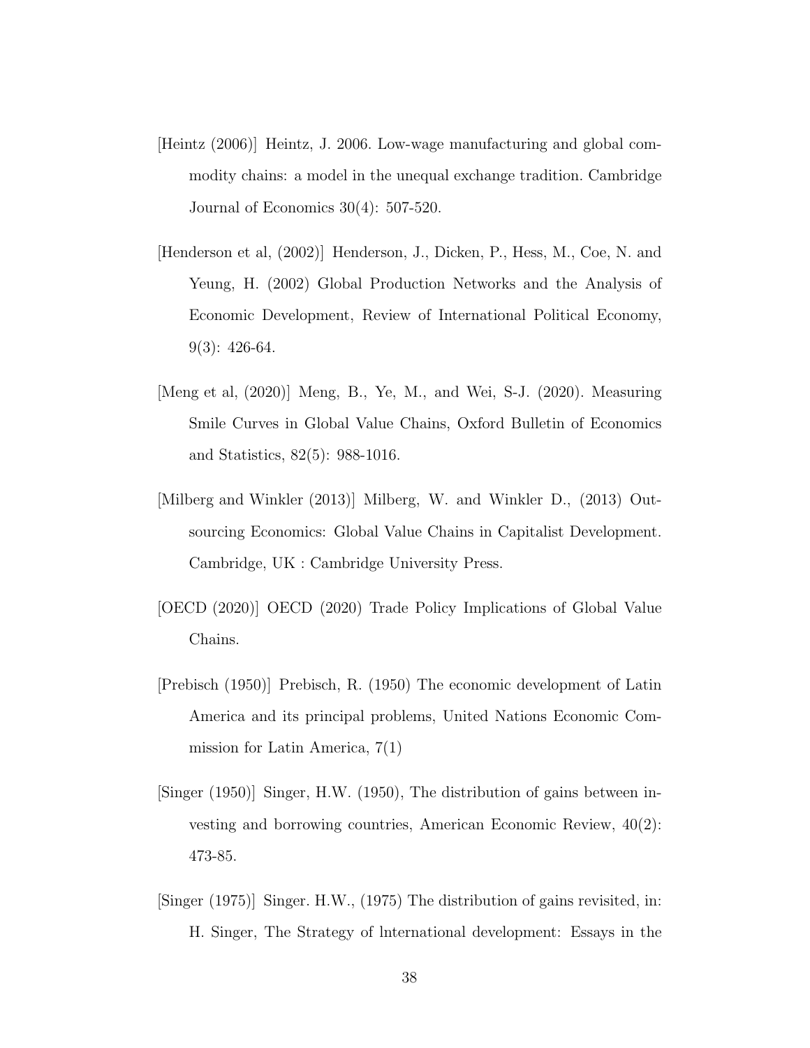[Heintz (2006)] Heintz, J. 2006. Low-wage manufacturing and global commodity chains: a model in the unequal exchange tradition. Cambridge Journal of Economics 30(4): 507-520.

[Henderson et al, (2002)] Henderson, J., Dicken, P., Hess, M., Coe, N. and Yeung, H. (2002) Global Production Networks and the Analysis of Economic Development, Review of International Political Economy, 9(3): 426-64.

[Meng et al, (2020)] Meng, B., Ye, M., and Wei, S-J. (2020). Measuring Smile Curves in Global Value Chains, Oxford Bulletin of Economics and Statistics, 82(5): 988-1016.

[Milberg and Winkler (2013)] Milberg, W. and Winkler D., (2013) Outsourcing Economics: Global Value Chains in Capitalist Development. Cambridge, UK : Cambridge University Press.

[OECD (2020)] OECD (2020) Trade Policy Implications of Global Value Chains.

[Prebisch (1950)] Prebisch, R. (1950) The economic development of Latin America and its principal problems, United Nations Economic Commission for Latin America, 7(1)

[Singer (1950)] Singer, H.W. (1950), The distribution of gains between investing and borrowing countries, American Economic Review, 40(2): 473-85.

[Singer (1975)] Singer. H.W., (1975) The distribution of gains revisited, in: H. Singer, The Strategy of lnternational development: Essays in the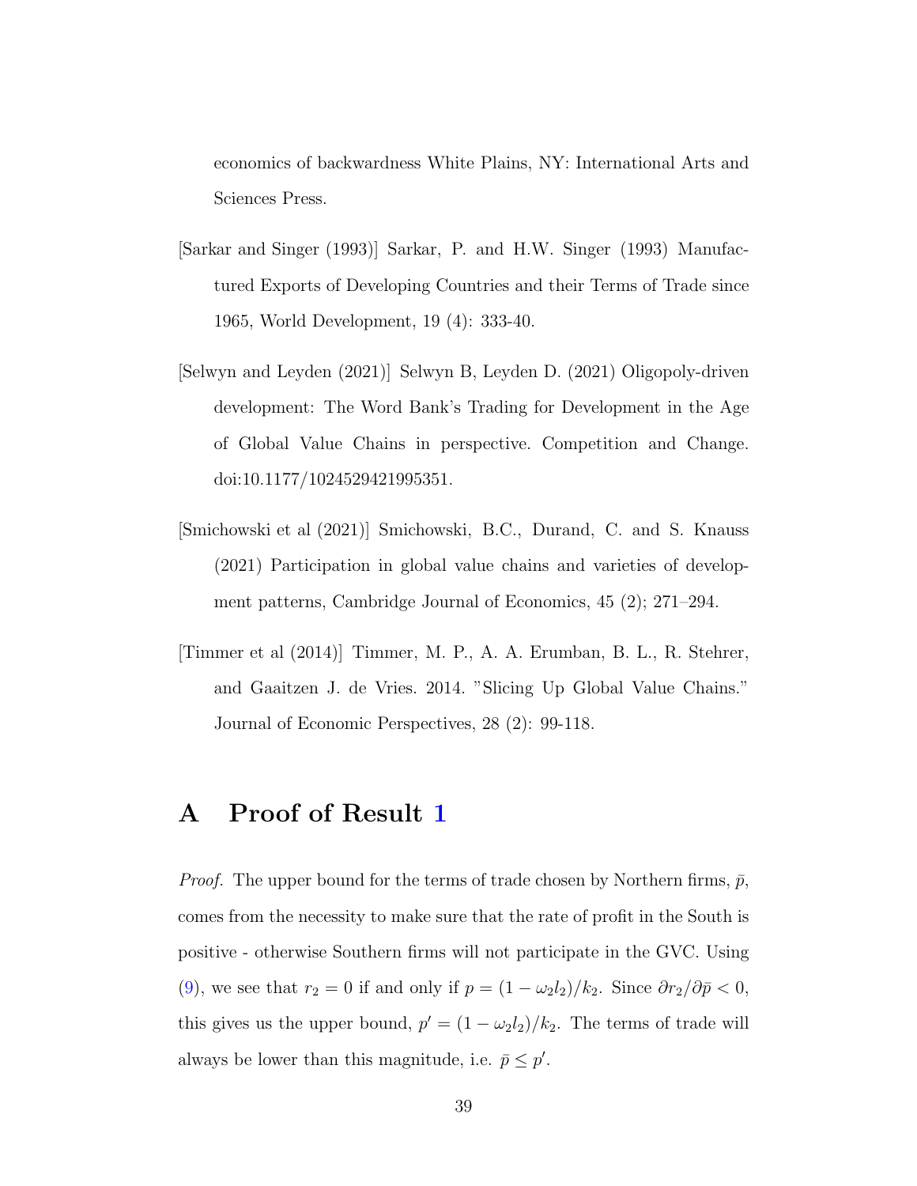economics of backwardness White Plains, NY: International Arts and Sciences Press.

[Sarkar and Singer (1993)] Sarkar, P. and H.W. Singer (1993) Manufactured Exports of Developing Countries and their Terms of Trade since 1965, World Development, 19 (4): 333-40.

[Selwyn and Leyden (2021)] Selwyn B, Leyden D. (2021) Oligopoly-driven development: The Word Bank's Trading for Development in the Age of Global Value Chains in perspective. Competition and Change. doi:10.1177/1024529421995351.

[Smichowski et al (2021)] Smichowski, B.C., Durand, C. and S. Knauss (2021) Participation in global value chains and varieties of development patterns, Cambridge Journal of Economics, 45 (2); 271–294.

[Timmer et al (2014)] Timmer, M. P., A. A. Erumban, B. L., R. Stehrer, and Gaaitzen J. de Vries. 2014. "Slicing Up Global Value Chains." Journal of Economic Perspectives, 28 (2): 99-118.

# A Proof of Result 1

*Proof.* The upper bound for the terms of trade chosen by Northern firms, $\bar{p}$, comes from the necessity to make sure that the rate of profit in the South is positive - otherwise Southern firms will not participate in the GVC. Using (9), we see that $r_2 = 0$ if and only if $p = (1 - \omega_2 l_2)/k_2$. Since $\partial r_2/\partial \bar{p} < 0$, this gives us the upper bound, $p' = (1 - \omega_2 l_2)/k_2$. The terms of trade will always be lower than this magnitude, i.e. $\bar{p} \leq p'$.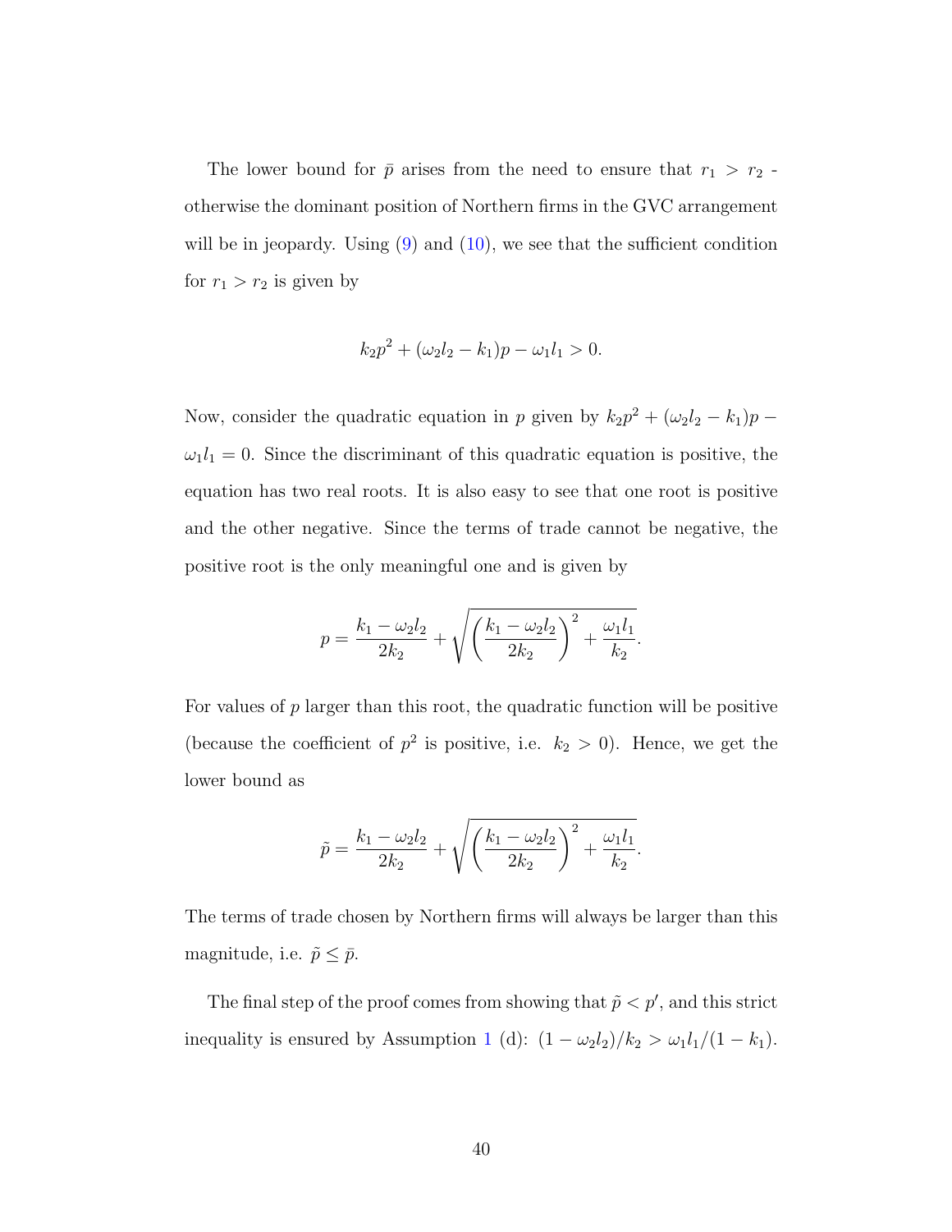The lower bound for $\bar{p}$ arises from the need to ensure that $r_1 > r_2$ - otherwise the dominant position of Northern firms in the GVC arrangement will be in jeopardy. Using (9) and (10), we see that the sufficient condition for $r_1 > r_2$ is given by

$$k_2 p^2 + (\omega_2 l_2 - k_1)p - \omega_1 l_1 > 0.$$

Now, consider the quadratic equation in $p$ given by $k_2 p^2 + (\omega_2 l_2 - k_1)p - \omega_1 l_1 = 0$. Since the discriminant of this quadratic equation is positive, the equation has two real roots. It is also easy to see that one root is positive and the other negative. Since the terms of trade cannot be negative, the positive root is the only meaningful one and is given by

$$p = \frac{k_1 - \omega_2 l_2}{2k_2} + \sqrt{\left(\frac{k_1 - \omega_2 l_2}{2k_2}\right)^2 + \frac{\omega_1 l_1}{k_2}}.$$

For values of $p$ larger than this root, the quadratic function will be positive (because the coefficient of $p^2$ is positive, i.e. $k_2 > 0$). Hence, we get the lower bound as

$$\tilde{p} = \frac{k_1 - \omega_2 l_2}{2k_2} + \sqrt{\left(\frac{k_1 - \omega_2 l_2}{2k_2}\right)^2 + \frac{\omega_1 l_1}{k_2}}.$$

The terms of trade chosen by Northern firms will always be larger than this magnitude, i.e. $\tilde{p} \leq \bar{p}$.

The final step of the proof comes from showing that $\tilde{p} < p'$, and this strict inequality is ensured by Assumption 1 (d): $(1 - \omega_2 l_2)/k_2 > \omega_1 l_1/(1 - k_1)$.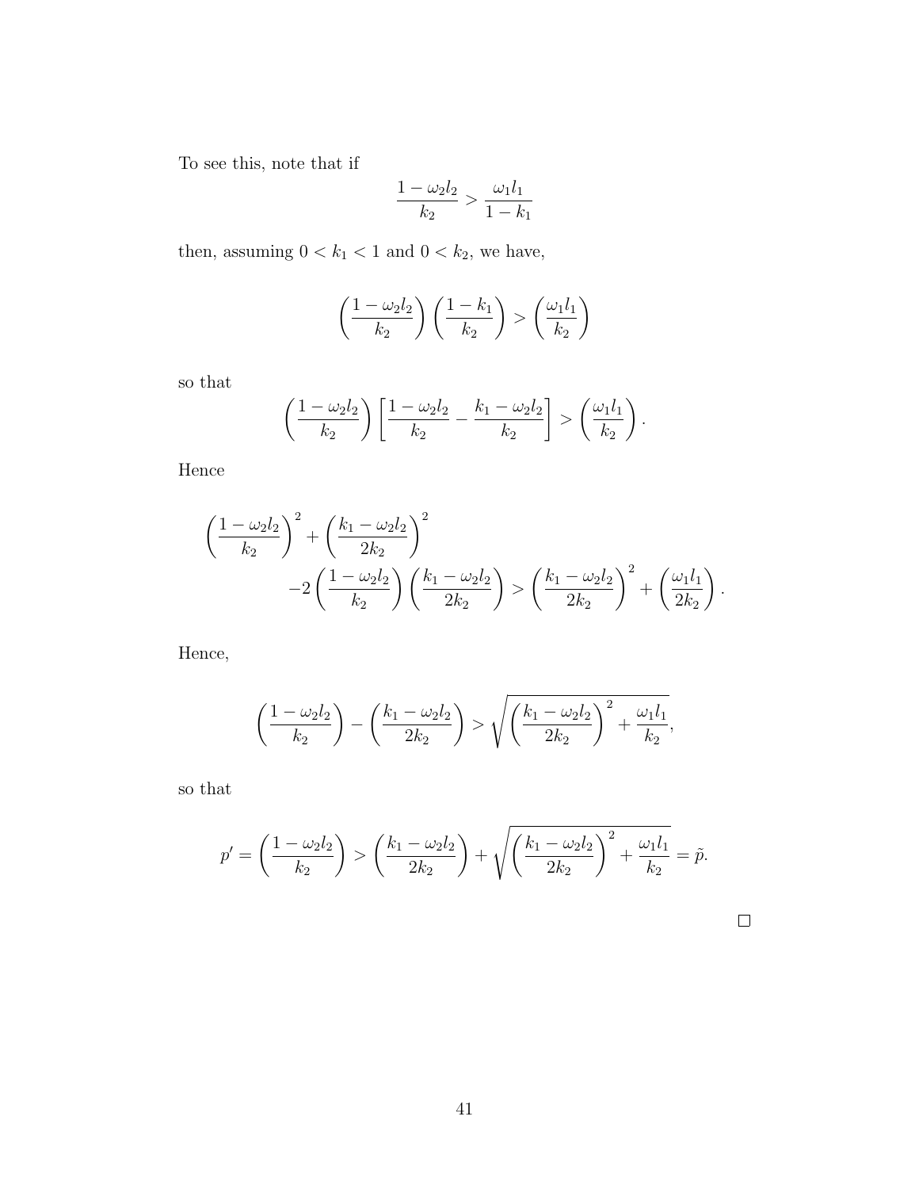To see this, note that if

$$\frac{1-\omega_2 l_2}{k_2} > \frac{\omega_1 l_1}{1-k_1}$$

then, assuming $0 < k_1 < 1$ and $0 < k_2$, we have,

$$\left(\frac{1-\omega_2 l_2}{k_2}\right)\left(\frac{1-k_1}{k_2}\right) > \left(\frac{\omega_1 l_1}{k_2}\right)$$

so that

$$\left(\frac{1-\omega_2 l_2}{k_2}\right)\left[\frac{1-\omega_2 l_2}{k_2} - \frac{k_1-\omega_2 l_2}{k_2}\right] > \left(\frac{\omega_1 l_1}{k_2}\right).$$

Hence

$$\left(\frac{1-\omega_2 l_2}{k_2}\right)^2 + \left(\frac{k_1-\omega_2 l_2}{2k_2}\right)^2 - 2\left(\frac{1-\omega_2 l_2}{k_2}\right)\left(\frac{k_1-\omega_2 l_2}{2k_2}\right) > \left(\frac{k_1-\omega_2 l_2}{2k_2}\right)^2 + \left(\frac{\omega_1 l_1}{2k_2}\right).$$

Hence,

$$\left(\frac{1-\omega_2 l_2}{k_2}\right) - \left(\frac{k_1-\omega_2 l_2}{2k_2}\right) > \sqrt{\left(\frac{k_1-\omega_2 l_2}{2k_2}\right)^2 + \frac{\omega_1 l_1}{k_2}},$$

so that

$$p' = \left(\frac{1-\omega_2 l_2}{k_2}\right) > \left(\frac{k_1-\omega_2 l_2}{2k_2}\right) + \sqrt{\left(\frac{k_1-\omega_2 l_2}{2k_2}\right)^2 + \frac{\omega_1 l_1}{k_2}} = \tilde{p}.$$

□